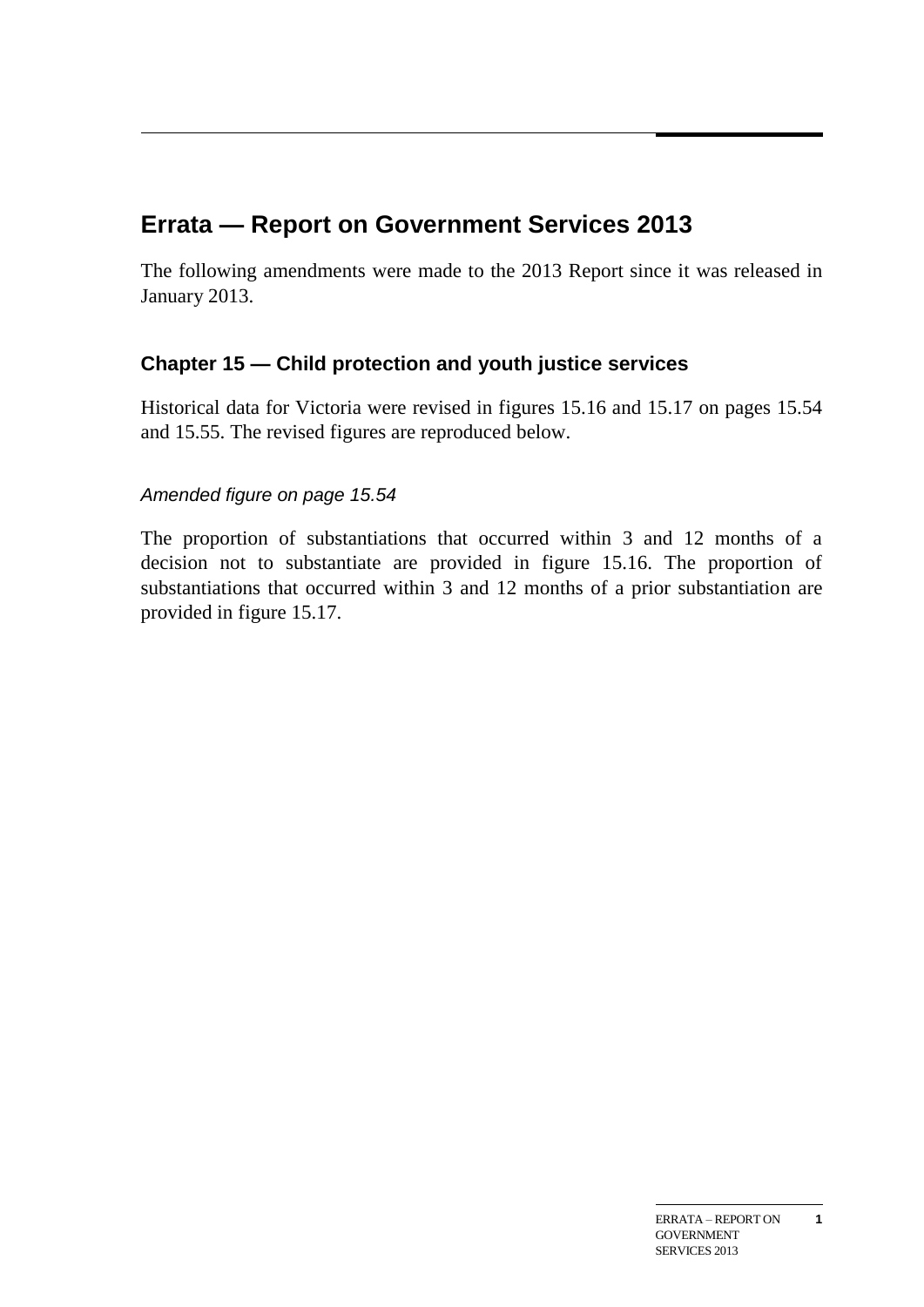# Errata — Report on Government Services 2013

The following amendments were made to the 2013 Report since it was released in January 2013.

## Chapter 15 — Child protection and youth justice services

Historical data for Victoria were revised in figures 15.16 and 15.17 on pages 15.54 and 15.55. The revised figures are reproduced below.

### *Amended figure on page 15.54*

The proportion of substantiations that occurred within 3 and 12 months of a decision not to substantiate are provided in figure 15.16. The proportion of substantiations that occurred within 3 and 12 months of a prior substantiation are provided in figure 15.17.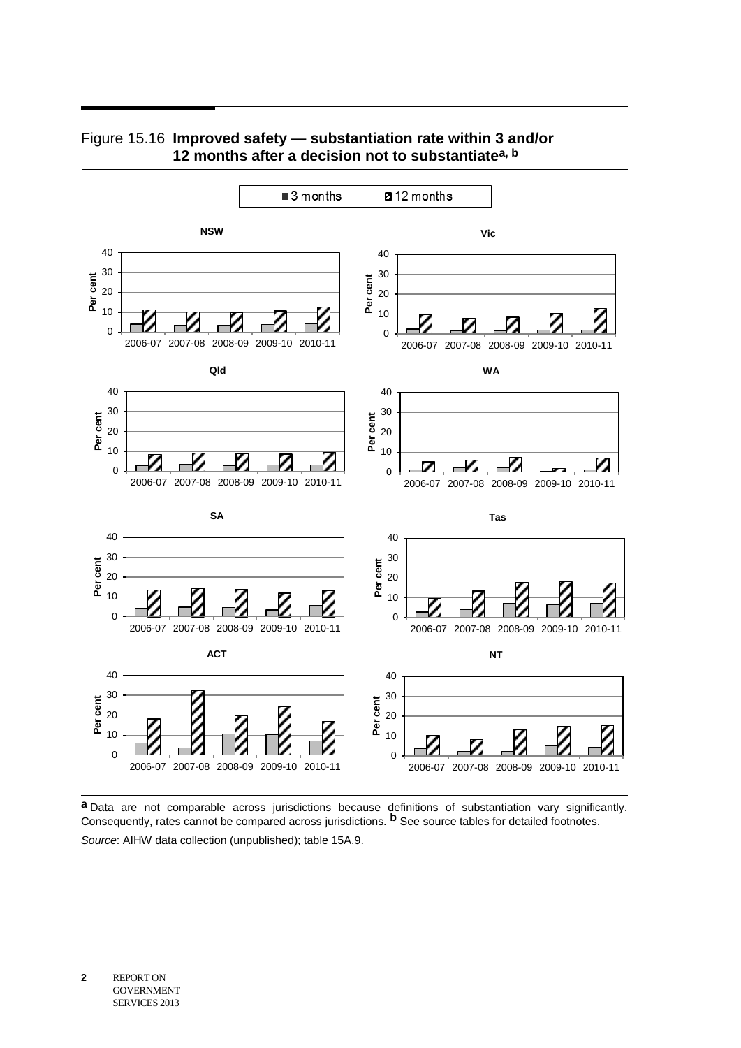Figure 15.16 **Improved safety — substantiation rate within 3 and/or 12 months after a decision not to substantiate[a, b]**

■ 3 months ▨ 12 months

**NSW**

**Vic**

**Qld**

**WA**

**SA**

**Tas**

**ACT**

**NT**

[a] Data are not comparable across jurisdictions because definitions of substantiation vary significantly. Consequently, rates cannot be compared across jurisdictions. [b] See source tables for detailed footnotes.

*Source*: AIHW data collection (unpublished); table 15A.9.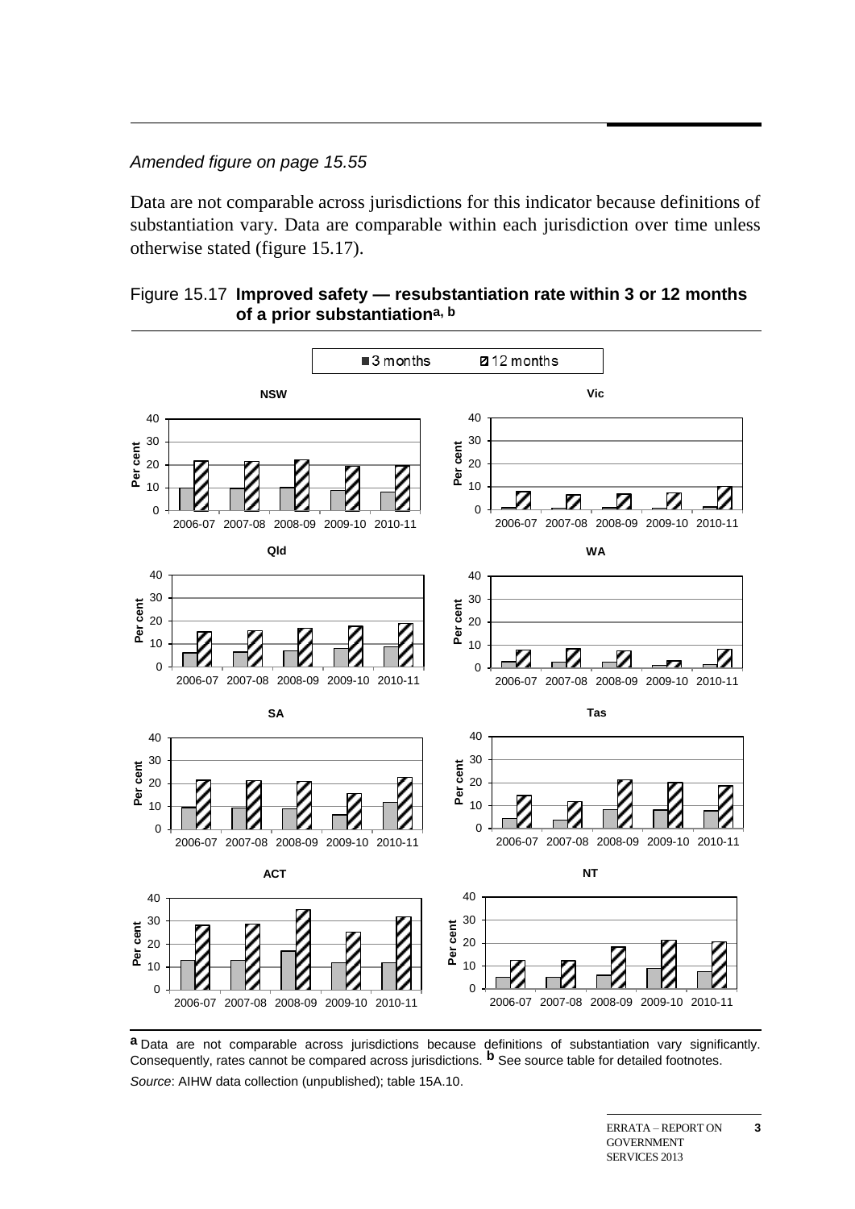*Amended figure on page 15.55*

Data are not comparable across jurisdictions for this indicator because definitions of substantiation vary. Data are comparable within each jurisdiction over time unless otherwise stated (figure 15.17).

Figure 15.17 **Improved safety — resubstantiation rate within 3 or 12 months of a prior substantiation[a, b]**

[a] Data are not comparable across jurisdictions because definitions of substantiation vary significantly. Consequently, rates cannot be compared across jurisdictions. [b] See source table for detailed footnotes.

*Source*: AIHW data collection (unpublished); table 15A.10.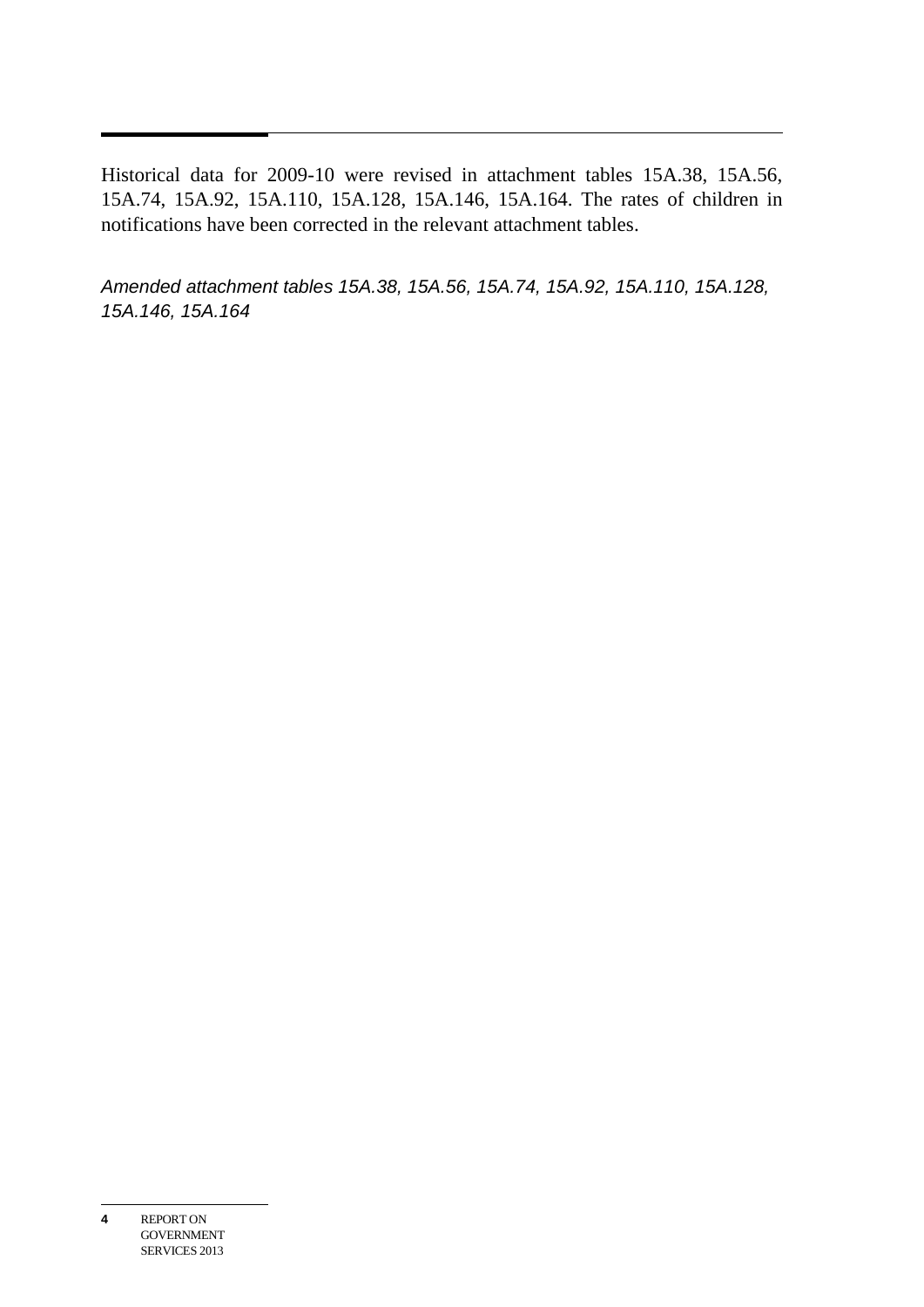Historical data for 2009-10 were revised in attachment tables 15A.38, 15A.56, 15A.74, 15A.92, 15A.110, 15A.128, 15A.146, 15A.164. The rates of children in notifications have been corrected in the relevant attachment tables.

*Amended attachment tables 15A.38, 15A.56, 15A.74, 15A.92, 15A.110, 15A.128, 15A.146, 15A.164*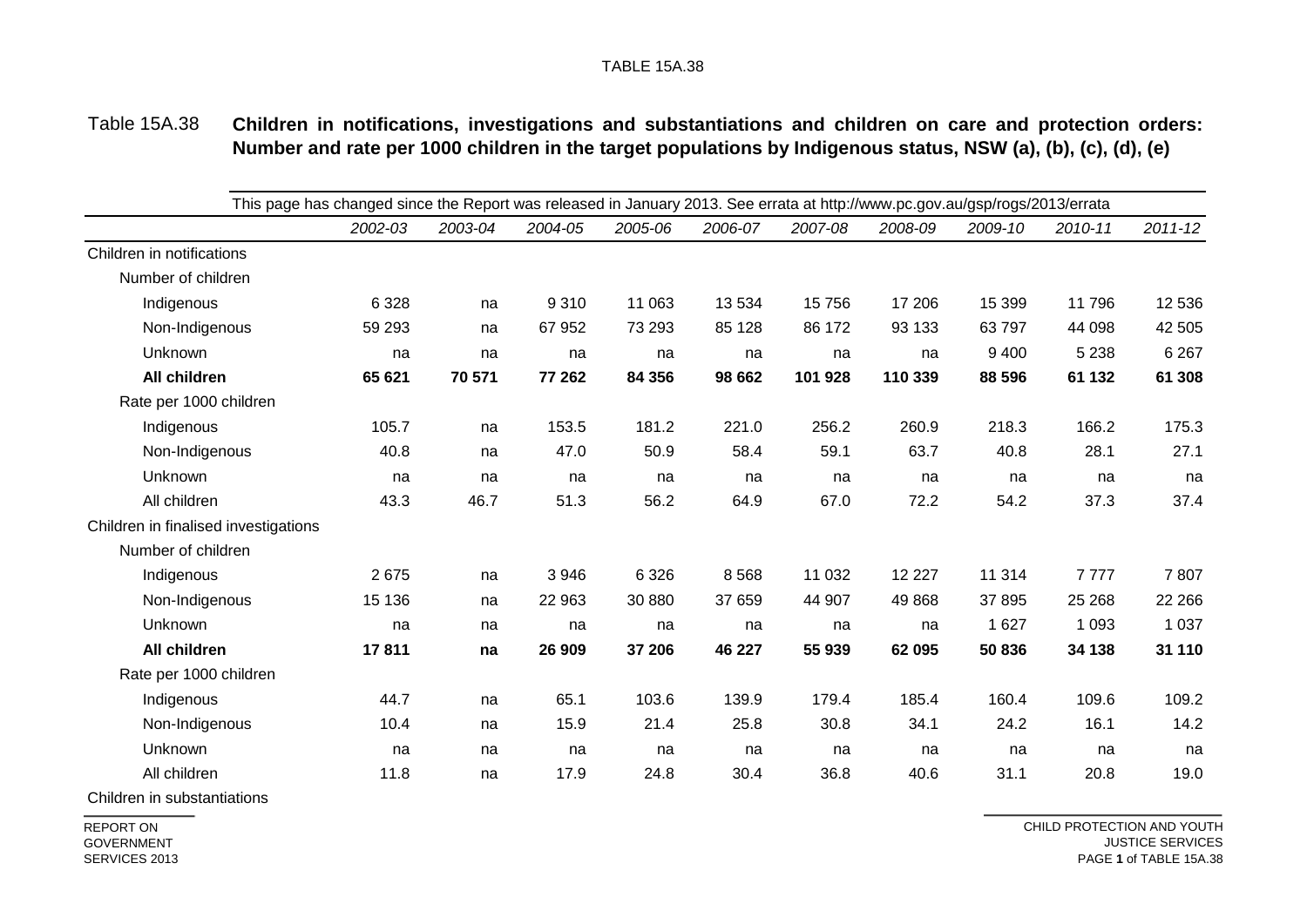Table 15A.38 **Children in notifications, investigations and substantiations and children on care and protection orders: Number and rate per 1000 children in the target populations by Indigenous status, NSW (a), (b), (c), (d), (e)**

*This page has changed since the Report was released in January 2013. See errata at http://www.pc.gov.au/gsp/rogs/2013/errata*

| | *2002-03* | *2003-04* | *2004-05* | *2005-06* | *2006-07* | *2007-08* | *2008-09* | *2009-10* | *2010-11* | *2011-12* |
|---|---|---|---|---|---|---|---|---|---|---|
| Children in notifications | | | | | | | | | | |
| Number of children | | | | | | | | | | |
| Indigenous | 6 328 | na | 9 310 | 11 063 | 13 534 | 15 756 | 17 206 | 15 399 | 11 796 | 12 536 |
| Non-Indigenous | 59 293 | na | 67 952 | 73 293 | 85 128 | 86 172 | 93 133 | 63 797 | 44 098 | 42 505 |
| Unknown | na | na | na | na | na | na | na | 9 400 | 5 238 | 6 267 |
| **All children** | **65 621** | **70 571** | **77 262** | **84 356** | **98 662** | **101 928** | **110 339** | **88 596** | **61 132** | **61 308** |
| Rate per 1000 children | | | | | | | | | | |
| Indigenous | 105.7 | na | 153.5 | 181.2 | 221.0 | 256.2 | 260.9 | 218.3 | 166.2 | 175.3 |
| Non-Indigenous | 40.8 | na | 47.0 | 50.9 | 58.4 | 59.1 | 63.7 | 40.8 | 28.1 | 27.1 |
| Unknown | na | na | na | na | na | na | na | na | na | na |
| All children | 43.3 | 46.7 | 51.3 | 56.2 | 64.9 | 67.0 | 72.2 | 54.2 | 37.3 | 37.4 |
| Children in finalised investigations | | | | | | | | | | |
| Number of children | | | | | | | | | | |
| Indigenous | 2 675 | na | 3 946 | 6 326 | 8 568 | 11 032 | 12 227 | 11 314 | 7 777 | 7 807 |
| Non-Indigenous | 15 136 | na | 22 963 | 30 880 | 37 659 | 44 907 | 49 868 | 37 895 | 25 268 | 22 266 |
| Unknown | na | na | na | na | na | na | na | 1 627 | 1 093 | 1 037 |
| **All children** | **17 811** | **na** | **26 909** | **37 206** | **46 227** | **55 939** | **62 095** | **50 836** | **34 138** | **31 110** |
| Rate per 1000 children | | | | | | | | | | |
| Indigenous | 44.7 | na | 65.1 | 103.6 | 139.9 | 179.4 | 185.4 | 160.4 | 109.6 | 109.2 |
| Non-Indigenous | 10.4 | na | 15.9 | 21.4 | 25.8 | 30.8 | 34.1 | 24.2 | 16.1 | 14.2 |
| Unknown | na | na | na | na | na | na | na | na | na | na |
| All children | 11.8 | na | 17.9 | 24.8 | 30.4 | 36.8 | 40.6 | 31.1 | 20.8 | 19.0 |
| Children in substantiations | | | | | | | | | | |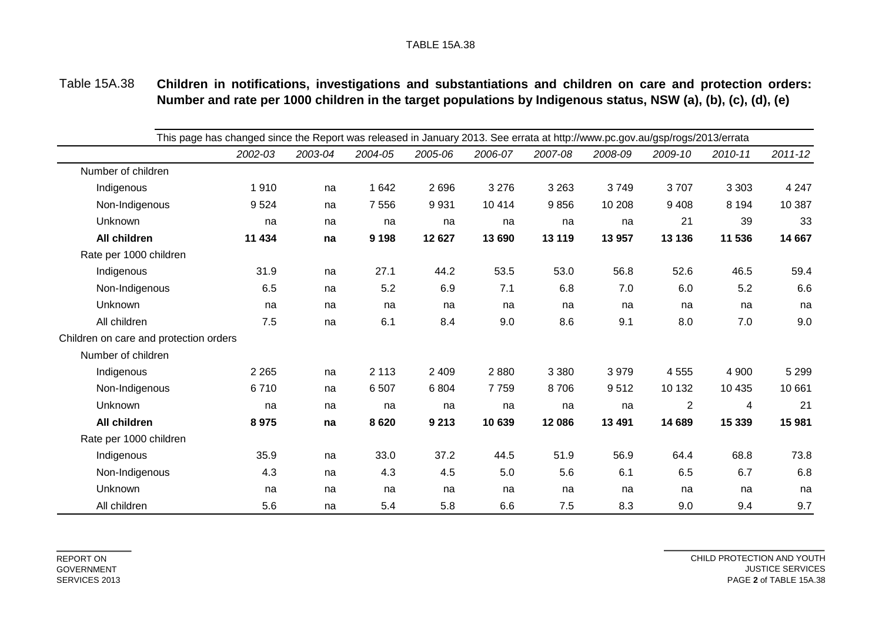Table 15A.38 **Children in notifications, investigations and substantiations and children on care and protection orders: Number and rate per 1000 children in the target populations by Indigenous status, NSW (a), (b), (c), (d), (e)**

This page has changed since the Report was released in January 2013. See errata at http://www.pc.gov.au/gsp/rogs/2013/errata

| | *2002-03* | *2003-04* | *2004-05* | *2005-06* | *2006-07* | *2007-08* | *2008-09* | *2009-10* | *2010-11* | *2011-12* |
|---|---|---|---|---|---|---|---|---|---|---|
| Number of children | | | | | | | | | | |
| Indigenous | 1 910 | na | 1 642 | 2 696 | 3 276 | 3 263 | 3 749 | 3 707 | 3 303 | 4 247 |
| Non-Indigenous | 9 524 | na | 7 556 | 9 931 | 10 414 | 9 856 | 10 208 | 9 408 | 8 194 | 10 387 |
| Unknown | na | na | na | na | na | na | na | 21 | 39 | 33 |
| **All children** | **11 434** | **na** | **9 198** | **12 627** | **13 690** | **13 119** | **13 957** | **13 136** | **11 536** | **14 667** |
| Rate per 1000 children | | | | | | | | | | |
| Indigenous | 31.9 | na | 27.1 | 44.2 | 53.5 | 53.0 | 56.8 | 52.6 | 46.5 | 59.4 |
| Non-Indigenous | 6.5 | na | 5.2 | 6.9 | 7.1 | 6.8 | 7.0 | 6.0 | 5.2 | 6.6 |
| Unknown | na | na | na | na | na | na | na | na | na | na |
| All children | 7.5 | na | 6.1 | 8.4 | 9.0 | 8.6 | 9.1 | 8.0 | 7.0 | 9.0 |
| Children on care and protection orders | | | | | | | | | | |
| Number of children | | | | | | | | | | |
| Indigenous | 2 265 | na | 2 113 | 2 409 | 2 880 | 3 380 | 3 979 | 4 555 | 4 900 | 5 299 |
| Non-Indigenous | 6 710 | na | 6 507 | 6 804 | 7 759 | 8 706 | 9 512 | 10 132 | 10 435 | 10 661 |
| Unknown | na | na | na | na | na | na | na | 2 | 4 | 21 |
| **All children** | **8 975** | **na** | **8 620** | **9 213** | **10 639** | **12 086** | **13 491** | **14 689** | **15 339** | **15 981** |
| Rate per 1000 children | | | | | | | | | | |
| Indigenous | 35.9 | na | 33.0 | 37.2 | 44.5 | 51.9 | 56.9 | 64.4 | 68.8 | 73.8 |
| Non-Indigenous | 4.3 | na | 4.3 | 4.5 | 5.0 | 5.6 | 6.1 | 6.5 | 6.7 | 6.8 |
| Unknown | na | na | na | na | na | na | na | na | na | na |
| All children | 5.6 | na | 5.4 | 5.8 | 6.6 | 7.5 | 8.3 | 9.0 | 9.4 | 9.7 |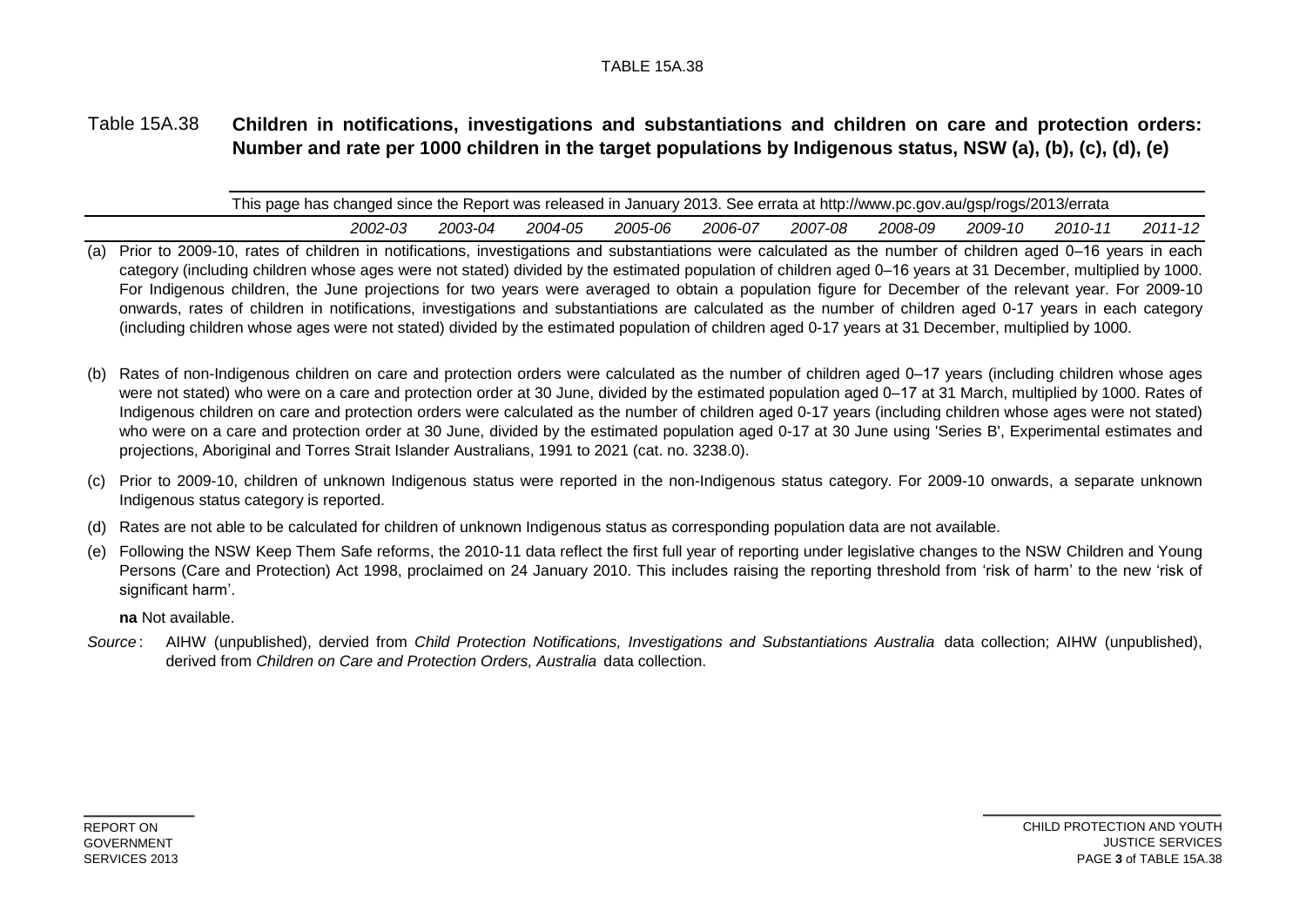TABLE 15A.38

# Table 15A.38 **Children in notifications, investigations and substantiations and children on care and protection orders: Number and rate per 1000 children in the target populations by Indigenous status, NSW (a), (b), (c), (d), (e)**

This page has changed since the Report was released in January 2013. See errata at http://www.pc.gov.au/gsp/rogs/2013/errata

| | *2002-03* | *2003-04* | *2004-05* | *2005-06* | *2006-07* | *2007-08* | *2008-09* | *2009-10* | *2010-11* | *2011-12* |
|---|---|---|---|---|---|---|---|---|---|---|

(a) Prior to 2009-10, rates of children in notifications, investigations and substantiations were calculated as the number of children aged 0–16 years in each category (including children whose ages were not stated) divided by the estimated population of children aged 0–16 years at 31 December, multiplied by 1000. For Indigenous children, the June projections for two years were averaged to obtain a population figure for December of the relevant year. For 2009-10 onwards, rates of children in notifications, investigations and substantiations are calculated as the number of children aged 0-17 years in each category (including children whose ages were not stated) divided by the estimated population of children aged 0-17 years at 31 December, multiplied by 1000.

(b) Rates of non-Indigenous children on care and protection orders were calculated as the number of children aged 0–17 years (including children whose ages were not stated) who were on a care and protection order at 30 June, divided by the estimated population aged 0–17 at 31 March, multiplied by 1000. Rates of Indigenous children on care and protection orders were calculated as the number of children aged 0-17 years (including children whose ages were not stated) who were on a care and protection order at 30 June, divided by the estimated population aged 0-17 at 30 June using 'Series B', Experimental estimates and projections, Aboriginal and Torres Strait Islander Australians, 1991 to 2021 (cat. no. 3238.0).

(c) Prior to 2009-10, children of unknown Indigenous status were reported in the non-Indigenous status category. For 2009-10 onwards, a separate unknown Indigenous status category is reported.

(d) Rates are not able to be calculated for children of unknown Indigenous status as corresponding population data are not available.

(e) Following the NSW Keep Them Safe reforms, the 2010-11 data reflect the first full year of reporting under legislative changes to the NSW Children and Young Persons (Care and Protection) Act 1998, proclaimed on 24 January 2010. This includes raising the reporting threshold from 'risk of harm' to the new 'risk of significant harm'.

**na** Not available.

*Source* : AIHW (unpublished), dervied from *Child Protection Notifications, Investigations and Substantiations Australia* data collection; AIHW (unpublished), derived from *Children on Care and Protection Orders, Australia* data collection.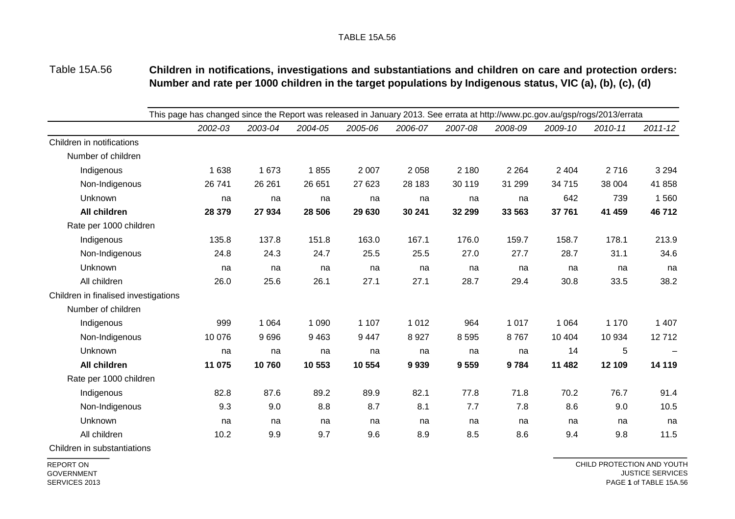TABLE 15A.56

## Table 15A.56 Children in notifications, investigations and substantiations and children on care and protection orders: Number and rate per 1000 children in the target populations by Indigenous status, VIC (a), (b), (c), (d)

This page has changed since the Report was released in January 2013. See errata at http://www.pc.gov.au/gsp/rogs/2013/errata

| | 2002-03 | 2003-04 | 2004-05 | 2005-06 | 2006-07 | 2007-08 | 2008-09 | 2009-10 | 2010-11 | 2011-12 |
|---|---|---|---|---|---|---|---|---|---|---|
| Children in notifications | | | | | | | | | | |
| Number of children | | | | | | | | | | |
| Indigenous | 1 638 | 1 673 | 1 855 | 2 007 | 2 058 | 2 180 | 2 264 | 2 404 | 2 716 | 3 294 |
| Non-Indigenous | 26 741 | 26 261 | 26 651 | 27 623 | 28 183 | 30 119 | 31 299 | 34 715 | 38 004 | 41 858 |
| Unknown | na | na | na | na | na | na | na | 642 | 739 | 1 560 |
| **All children** | **28 379** | **27 934** | **28 506** | **29 630** | **30 241** | **32 299** | **33 563** | **37 761** | **41 459** | **46 712** |
| Rate per 1000 children | | | | | | | | | | |
| Indigenous | 135.8 | 137.8 | 151.8 | 163.0 | 167.1 | 176.0 | 159.7 | 158.7 | 178.1 | 213.9 |
| Non-Indigenous | 24.8 | 24.3 | 24.7 | 25.5 | 25.5 | 27.0 | 27.7 | 28.7 | 31.1 | 34.6 |
| Unknown | na | na | na | na | na | na | na | na | na | na |
| All children | 26.0 | 25.6 | 26.1 | 27.1 | 27.1 | 28.7 | 29.4 | 30.8 | 33.5 | 38.2 |
| Children in finalised investigations | | | | | | | | | | |
| Number of children | | | | | | | | | | |
| Indigenous | 999 | 1 064 | 1 090 | 1 107 | 1 012 | 964 | 1 017 | 1 064 | 1 170 | 1 407 |
| Non-Indigenous | 10 076 | 9 696 | 9 463 | 9 447 | 8 927 | 8 595 | 8 767 | 10 404 | 10 934 | 12 712 |
| Unknown | na | na | na | na | na | na | na | 14 | 5 | – |
| **All children** | **11 075** | **10 760** | **10 553** | **10 554** | **9 939** | **9 559** | **9 784** | **11 482** | **12 109** | **14 119** |
| Rate per 1000 children | | | | | | | | | | |
| Indigenous | 82.8 | 87.6 | 89.2 | 89.9 | 82.1 | 77.8 | 71.8 | 70.2 | 76.7 | 91.4 |
| Non-Indigenous | 9.3 | 9.0 | 8.8 | 8.7 | 8.1 | 7.7 | 7.8 | 8.6 | 9.0 | 10.5 |
| Unknown | na | na | na | na | na | na | na | na | na | na |
| All children | 10.2 | 9.9 | 9.7 | 9.6 | 8.9 | 8.5 | 8.6 | 9.4 | 9.8 | 11.5 |
| Children in substantiations | | | | | | | | | | |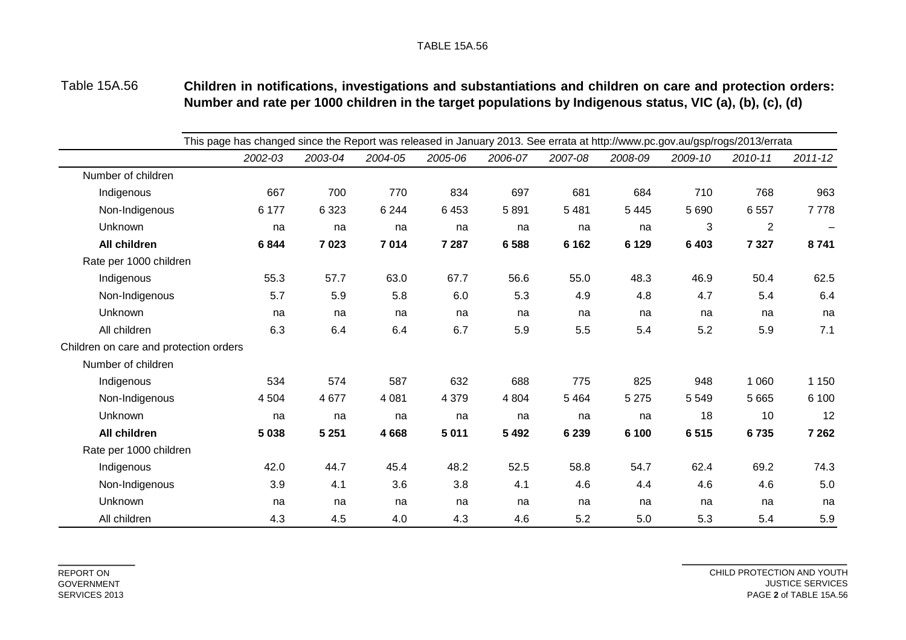Table 15A.56 **Children in notifications, investigations and substantiations and children on care and protection orders: Number and rate per 1000 children in the target populations by Indigenous status, VIC (a), (b), (c), (d)**

This page has changed since the Report was released in January 2013. See errata at http://www.pc.gov.au/gsp/rogs/2013/errata

| | *2002-03* | *2003-04* | *2004-05* | *2005-06* | *2006-07* | *2007-08* | *2008-09* | *2009-10* | *2010-11* | *2011-12* |
|---|---|---|---|---|---|---|---|---|---|---|
| Number of children | | | | | | | | | | |
| Indigenous | 667 | 700 | 770 | 834 | 697 | 681 | 684 | 710 | 768 | 963 |
| Non-Indigenous | 6 177 | 6 323 | 6 244 | 6 453 | 5 891 | 5 481 | 5 445 | 5 690 | 6 557 | 7 778 |
| Unknown | na | na | na | na | na | na | na | 3 | 2 | – |
| **All children** | **6 844** | **7 023** | **7 014** | **7 287** | **6 588** | **6 162** | **6 129** | **6 403** | **7 327** | **8 741** |
| Rate per 1000 children | | | | | | | | | | |
| Indigenous | 55.3 | 57.7 | 63.0 | 67.7 | 56.6 | 55.0 | 48.3 | 46.9 | 50.4 | 62.5 |
| Non-Indigenous | 5.7 | 5.9 | 5.8 | 6.0 | 5.3 | 4.9 | 4.8 | 4.7 | 5.4 | 6.4 |
| Unknown | na | na | na | na | na | na | na | na | na | na |
| All children | 6.3 | 6.4 | 6.4 | 6.7 | 5.9 | 5.5 | 5.4 | 5.2 | 5.9 | 7.1 |
| Children on care and protection orders | | | | | | | | | | |
| Number of children | | | | | | | | | | |
| Indigenous | 534 | 574 | 587 | 632 | 688 | 775 | 825 | 948 | 1 060 | 1 150 |
| Non-Indigenous | 4 504 | 4 677 | 4 081 | 4 379 | 4 804 | 5 464 | 5 275 | 5 549 | 5 665 | 6 100 |
| Unknown | na | na | na | na | na | na | na | 18 | 10 | 12 |
| **All children** | **5 038** | **5 251** | **4 668** | **5 011** | **5 492** | **6 239** | **6 100** | **6 515** | **6 735** | **7 262** |
| Rate per 1000 children | | | | | | | | | | |
| Indigenous | 42.0 | 44.7 | 45.4 | 48.2 | 52.5 | 58.8 | 54.7 | 62.4 | 69.2 | 74.3 |
| Non-Indigenous | 3.9 | 4.1 | 3.6 | 3.8 | 4.1 | 4.6 | 4.4 | 4.6 | 4.6 | 5.0 |
| Unknown | na | na | na | na | na | na | na | na | na | na |
| All children | 4.3 | 4.5 | 4.0 | 4.3 | 4.6 | 5.2 | 5.0 | 5.3 | 5.4 | 5.9 |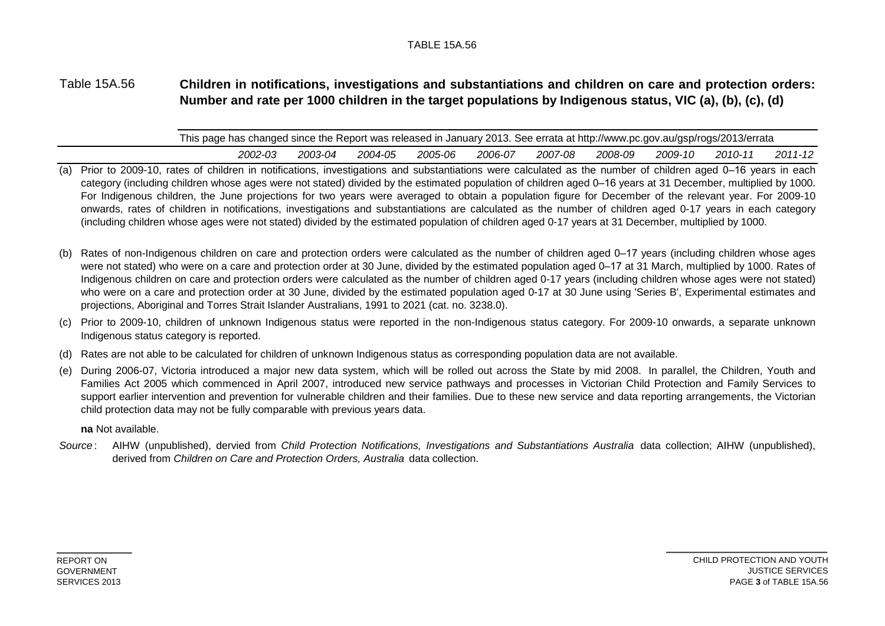Table 15A.56 **Children in notifications, investigations and substantiations and children on care and protection orders: Number and rate per 1000 children in the target populations by Indigenous status, VIC (a), (b), (c), (d)**

This page has changed since the Report was released in January 2013. See errata at http://www.pc.gov.au/gsp/rogs/2013/errata

| | 2002-03 | 2003-04 | 2004-05 | 2005-06 | 2006-07 | 2007-08 | 2008-09 | 2009-10 | 2010-11 | 2011-12 |
|---|---|---|---|---|---|---|---|---|---|---|

(a) Prior to 2009-10, rates of children in notifications, investigations and substantiations were calculated as the number of children aged 0–16 years in each category (including children whose ages were not stated) divided by the estimated population of children aged 0–16 years at 31 December, multiplied by 1000. For Indigenous children, the June projections for two years were averaged to obtain a population figure for December of the relevant year. For 2009-10 onwards, rates of children in notifications, investigations and substantiations are calculated as the number of children aged 0-17 years in each category (including children whose ages were not stated) divided by the estimated population of children aged 0-17 years at 31 December, multiplied by 1000.

(b) Rates of non-Indigenous children on care and protection orders were calculated as the number of children aged 0–17 years (including children whose ages were not stated) who were on a care and protection order at 30 June, divided by the estimated population aged 0–17 at 31 March, multiplied by 1000. Rates of Indigenous children on care and protection orders were calculated as the number of children aged 0-17 years (including children whose ages were not stated) who were on a care and protection order at 30 June, divided by the estimated population aged 0-17 at 30 June using 'Series B', Experimental estimates and projections, Aboriginal and Torres Strait Islander Australians, 1991 to 2021 (cat. no. 3238.0).

(c) Prior to 2009-10, children of unknown Indigenous status were reported in the non-Indigenous status category. For 2009-10 onwards, a separate unknown Indigenous status category is reported.

(d) Rates are not able to be calculated for children of unknown Indigenous status as corresponding population data are not available.

(e) During 2006-07, Victoria introduced a major new data system, which will be rolled out across the State by mid 2008. In parallel, the Children, Youth and Families Act 2005 which commenced in April 2007, introduced new service pathways and processes in Victorian Child Protection and Family Services to support earlier intervention and prevention for vulnerable children and their families. Due to these new service and data reporting arrangements, the Victorian child protection data may not be fully comparable with previous years data.

**na** Not available.

*Source*: AIHW (unpublished), dervied from *Child Protection Notifications, Investigations and Substantiations Australia* data collection; AIHW (unpublished), derived from *Children on Care and Protection Orders, Australia* data collection.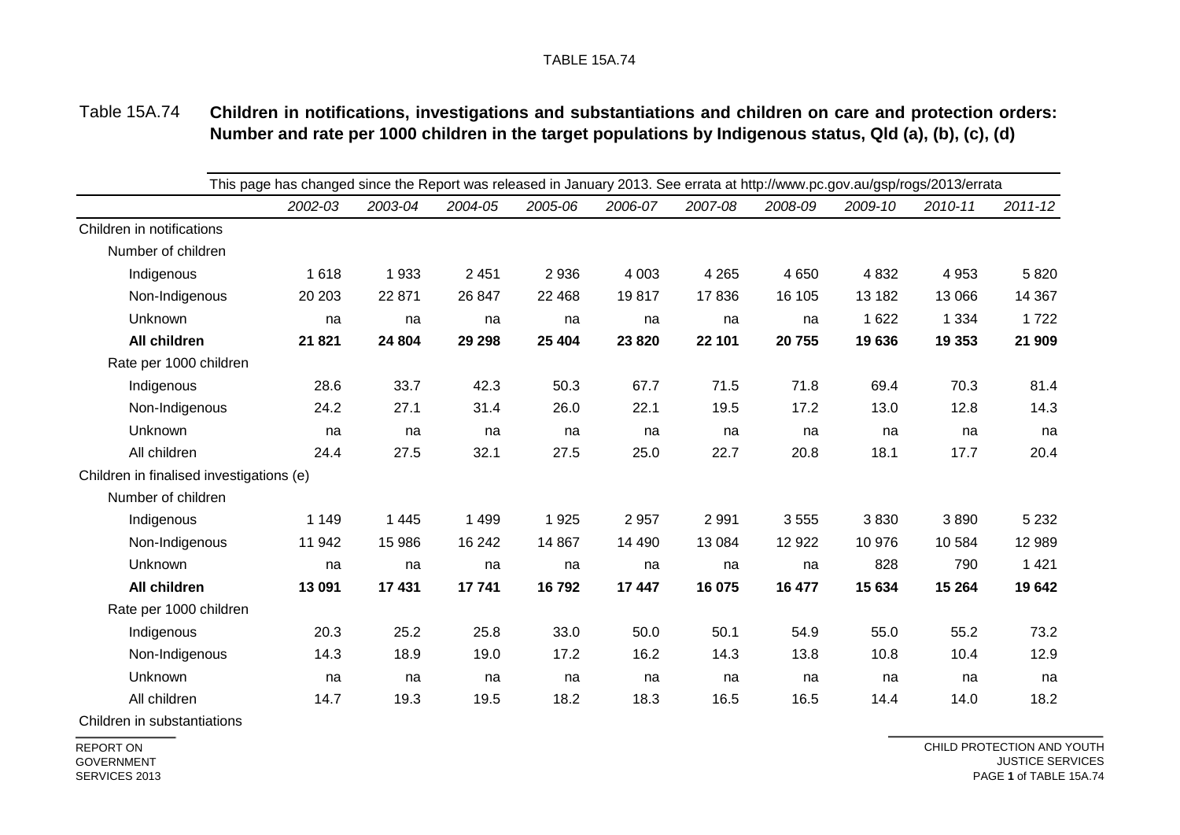Table 15A.74 **Children in notifications, investigations and substantiations and children on care and protection orders: Number and rate per 1000 children in the target populations by Indigenous status, Qld (a), (b), (c), (d)**

This page has changed since the Report was released in January 2013. See errata at http://www.pc.gov.au/gsp/rogs/2013/errata

| | 2002-03 | 2003-04 | 2004-05 | 2005-06 | 2006-07 | 2007-08 | 2008-09 | 2009-10 | 2010-11 | 2011-12 |
|---|---|---|---|---|---|---|---|---|---|---|
| Children in notifications | | | | | | | | | | |
| Number of children | | | | | | | | | | |
| Indigenous | 1 618 | 1 933 | 2 451 | 2 936 | 4 003 | 4 265 | 4 650 | 4 832 | 4 953 | 5 820 |
| Non-Indigenous | 20 203 | 22 871 | 26 847 | 22 468 | 19 817 | 17 836 | 16 105 | 13 182 | 13 066 | 14 367 |
| Unknown | na | na | na | na | na | na | na | 1 622 | 1 334 | 1 722 |
| **All children** | **21 821** | **24 804** | **29 298** | **25 404** | **23 820** | **22 101** | **20 755** | **19 636** | **19 353** | **21 909** |
| Rate per 1000 children | | | | | | | | | | |
| Indigenous | 28.6 | 33.7 | 42.3 | 50.3 | 67.7 | 71.5 | 71.8 | 69.4 | 70.3 | 81.4 |
| Non-Indigenous | 24.2 | 27.1 | 31.4 | 26.0 | 22.1 | 19.5 | 17.2 | 13.0 | 12.8 | 14.3 |
| Unknown | na | na | na | na | na | na | na | na | na | na |
| All children | 24.4 | 27.5 | 32.1 | 27.5 | 25.0 | 22.7 | 20.8 | 18.1 | 17.7 | 20.4 |
| Children in finalised investigations (e) | | | | | | | | | | |
| Number of children | | | | | | | | | | |
| Indigenous | 1 149 | 1 445 | 1 499 | 1 925 | 2 957 | 2 991 | 3 555 | 3 830 | 3 890 | 5 232 |
| Non-Indigenous | 11 942 | 15 986 | 16 242 | 14 867 | 14 490 | 13 084 | 12 922 | 10 976 | 10 584 | 12 989 |
| Unknown | na | na | na | na | na | na | na | 828 | 790 | 1 421 |
| **All children** | **13 091** | **17 431** | **17 741** | **16 792** | **17 447** | **16 075** | **16 477** | **15 634** | **15 264** | **19 642** |
| Rate per 1000 children | | | | | | | | | | |
| Indigenous | 20.3 | 25.2 | 25.8 | 33.0 | 50.0 | 50.1 | 54.9 | 55.0 | 55.2 | 73.2 |
| Non-Indigenous | 14.3 | 18.9 | 19.0 | 17.2 | 16.2 | 14.3 | 13.8 | 10.8 | 10.4 | 12.9 |
| Unknown | na | na | na | na | na | na | na | na | na | na |
| All children | 14.7 | 19.3 | 19.5 | 18.2 | 18.3 | 16.5 | 16.5 | 14.4 | 14.0 | 18.2 |
| Children in substantiations | | | | | | | | | | |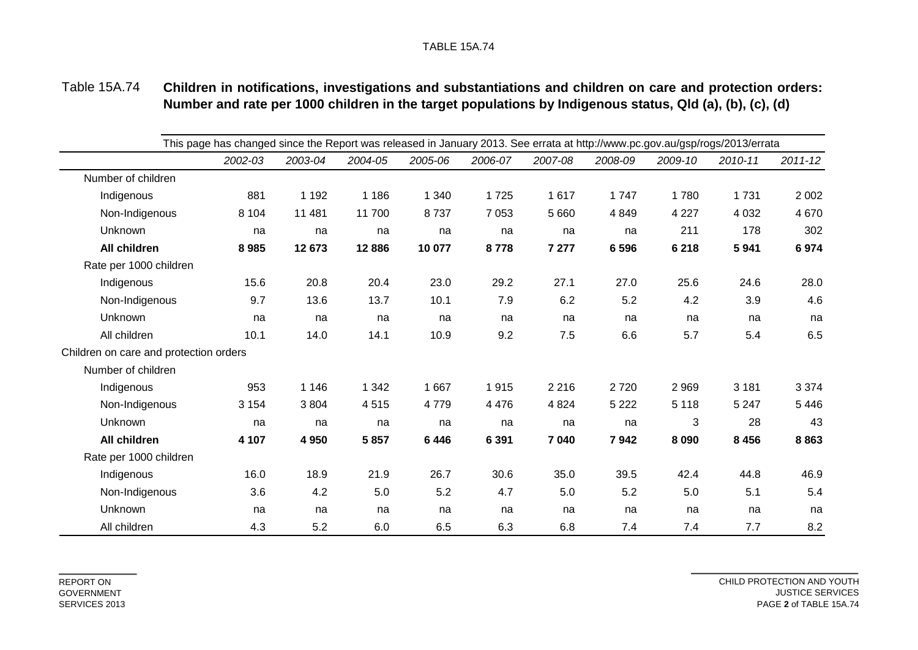Table 15A.74 **Children in notifications, investigations and substantiations and children on care and protection orders: Number and rate per 1000 children in the target populations by Indigenous status, Qld (a), (b), (c), (d)**

This page has changed since the Report was released in January 2013. See errata at http://www.pc.gov.au/gsp/rogs/2013/errata

| | *2002-03* | *2003-04* | *2004-05* | *2005-06* | *2006-07* | *2007-08* | *2008-09* | *2009-10* | *2010-11* | *2011-12* |
|---|---|---|---|---|---|---|---|---|---|---|
| Number of children | | | | | | | | | | |
| Indigenous | 881 | 1 192 | 1 186 | 1 340 | 1 725 | 1 617 | 1 747 | 1 780 | 1 731 | 2 002 |
| Non-Indigenous | 8 104 | 11 481 | 11 700 | 8 737 | 7 053 | 5 660 | 4 849 | 4 227 | 4 032 | 4 670 |
| Unknown | na | na | na | na | na | na | na | 211 | 178 | 302 |
| **All children** | **8 985** | **12 673** | **12 886** | **10 077** | **8 778** | **7 277** | **6 596** | **6 218** | **5 941** | **6 974** |
| Rate per 1000 children | | | | | | | | | | |
| Indigenous | 15.6 | 20.8 | 20.4 | 23.0 | 29.2 | 27.1 | 27.0 | 25.6 | 24.6 | 28.0 |
| Non-Indigenous | 9.7 | 13.6 | 13.7 | 10.1 | 7.9 | 6.2 | 5.2 | 4.2 | 3.9 | 4.6 |
| Unknown | na | na | na | na | na | na | na | na | na | na |
| All children | 10.1 | 14.0 | 14.1 | 10.9 | 9.2 | 7.5 | 6.6 | 5.7 | 5.4 | 6.5 |
| Children on care and protection orders | | | | | | | | | | |
| Number of children | | | | | | | | | | |
| Indigenous | 953 | 1 146 | 1 342 | 1 667 | 1 915 | 2 216 | 2 720 | 2 969 | 3 181 | 3 374 |
| Non-Indigenous | 3 154 | 3 804 | 4 515 | 4 779 | 4 476 | 4 824 | 5 222 | 5 118 | 5 247 | 5 446 |
| Unknown | na | na | na | na | na | na | na | 3 | 28 | 43 |
| **All children** | **4 107** | **4 950** | **5 857** | **6 446** | **6 391** | **7 040** | **7 942** | **8 090** | **8 456** | **8 863** |
| Rate per 1000 children | | | | | | | | | | |
| Indigenous | 16.0 | 18.9 | 21.9 | 26.7 | 30.6 | 35.0 | 39.5 | 42.4 | 44.8 | 46.9 |
| Non-Indigenous | 3.6 | 4.2 | 5.0 | 5.2 | 4.7 | 5.0 | 5.2 | 5.0 | 5.1 | 5.4 |
| Unknown | na | na | na | na | na | na | na | na | na | na |
| All children | 4.3 | 5.2 | 6.0 | 6.5 | 6.3 | 6.8 | 7.4 | 7.4 | 7.7 | 8.2 |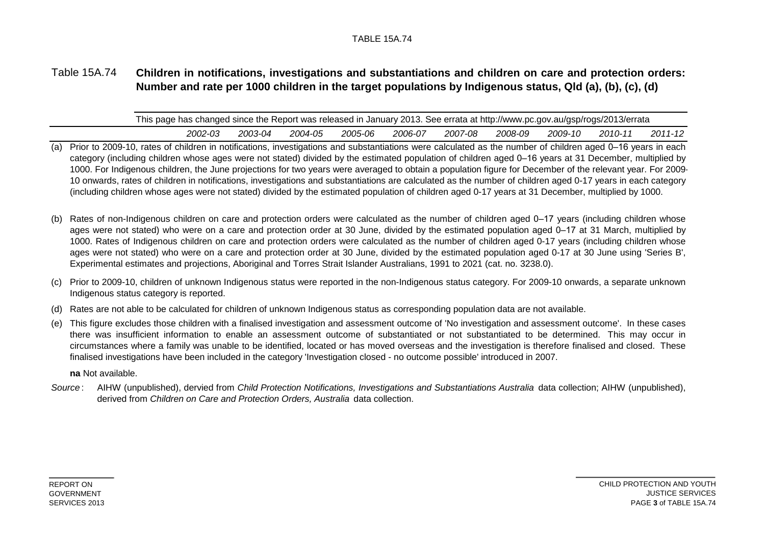Table 15A.74 **Children in notifications, investigations and substantiations and children on care and protection orders: Number and rate per 1000 children in the target populations by Indigenous status, Qld (a), (b), (c), (d)**

This page has changed since the Report was released in January 2013. See errata at http://www.pc.gov.au/gsp/rogs/2013/errata

| | 2002-03 | 2003-04 | 2004-05 | 2005-06 | 2006-07 | 2007-08 | 2008-09 | 2009-10 | 2010-11 | 2011-12 |
|---|---|---|---|---|---|---|---|---|---|---|

(a) Prior to 2009-10, rates of children in notifications, investigations and substantiations were calculated as the number of children aged 0–16 years in each category (including children whose ages were not stated) divided by the estimated population of children aged 0–16 years at 31 December, multiplied by 1000. For Indigenous children, the June projections for two years were averaged to obtain a population figure for December of the relevant year. For 2009-10 onwards, rates of children in notifications, investigations and substantiations are calculated as the number of children aged 0-17 years in each category (including children whose ages were not stated) divided by the estimated population of children aged 0-17 years at 31 December, multiplied by 1000.

(b) Rates of non-Indigenous children on care and protection orders were calculated as the number of children aged 0–17 years (including children whose ages were not stated) who were on a care and protection order at 30 June, divided by the estimated population aged 0–17 at 31 March, multiplied by 1000. Rates of Indigenous children on care and protection orders were calculated as the number of children aged 0-17 years (including children whose ages were not stated) who were on a care and protection order at 30 June, divided by the estimated population aged 0-17 at 30 June using 'Series B', Experimental estimates and projections, Aboriginal and Torres Strait Islander Australians, 1991 to 2021 (cat. no. 3238.0).

(c) Prior to 2009-10, children of unknown Indigenous status were reported in the non-Indigenous status category. For 2009-10 onwards, a separate unknown Indigenous status category is reported.

(d) Rates are not able to be calculated for children of unknown Indigenous status as corresponding population data are not available.

(e) This figure excludes those children with a finalised investigation and assessment outcome of 'No investigation and assessment outcome'. In these cases there was insufficient information to enable an assessment outcome of substantiated or not substantiated to be determined. This may occur in circumstances where a family was unable to be identified, located or has moved overseas and the investigation is therefore finalised and closed. These finalised investigations have been included in the category 'Investigation closed - no outcome possible' introduced in 2007.

**na** Not available.

*Source*: AIHW (unpublished), dervied from *Child Protection Notifications, Investigations and Substantiations Australia* data collection; AIHW (unpublished), derived from *Children on Care and Protection Orders, Australia* data collection.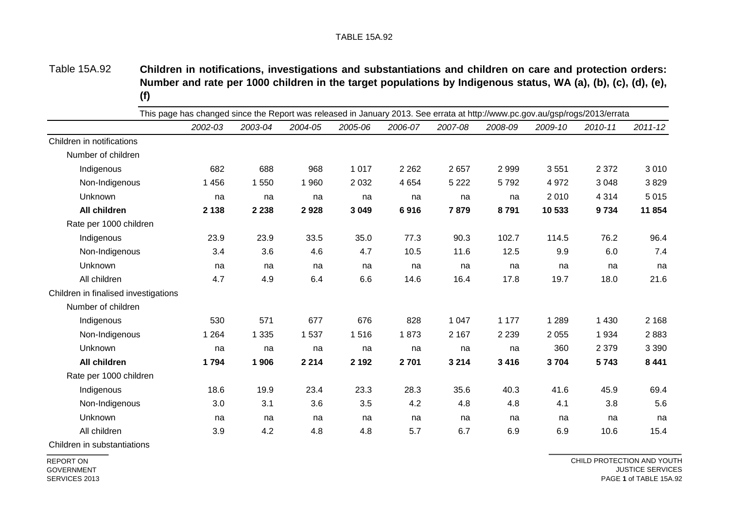Table 15A.92 **Children in notifications, investigations and substantiations and children on care and protection orders: Number and rate per 1000 children in the target populations by Indigenous status, WA (a), (b), (c), (d), (e), (f)**

This page has changed since the Report was released in January 2013. See errata at http://www.pc.gov.au/gsp/rogs/2013/errata

| | *2002-03* | *2003-04* | *2004-05* | *2005-06* | *2006-07* | *2007-08* | *2008-09* | *2009-10* | *2010-11* | *2011-12* |
|---|---|---|---|---|---|---|---|---|---|---|
| Children in notifications | | | | | | | | | | |
| Number of children | | | | | | | | | | |
| Indigenous | 682 | 688 | 968 | 1 017 | 2 262 | 2 657 | 2 999 | 3 551 | 2 372 | 3 010 |
| Non-Indigenous | 1 456 | 1 550 | 1 960 | 2 032 | 4 654 | 5 222 | 5 792 | 4 972 | 3 048 | 3 829 |
| Unknown | na | na | na | na | na | na | na | 2 010 | 4 314 | 5 015 |
| **All children** | **2 138** | **2 238** | **2 928** | **3 049** | **6 916** | **7 879** | **8 791** | **10 533** | **9 734** | **11 854** |
| Rate per 1000 children | | | | | | | | | | |
| Indigenous | 23.9 | 23.9 | 33.5 | 35.0 | 77.3 | 90.3 | 102.7 | 114.5 | 76.2 | 96.4 |
| Non-Indigenous | 3.4 | 3.6 | 4.6 | 4.7 | 10.5 | 11.6 | 12.5 | 9.9 | 6.0 | 7.4 |
| Unknown | na | na | na | na | na | na | na | na | na | na |
| All children | 4.7 | 4.9 | 6.4 | 6.6 | 14.6 | 16.4 | 17.8 | 19.7 | 18.0 | 21.6 |
| Children in finalised investigations | | | | | | | | | | |
| Number of children | | | | | | | | | | |
| Indigenous | 530 | 571 | 677 | 676 | 828 | 1 047 | 1 177 | 1 289 | 1 430 | 2 168 |
| Non-Indigenous | 1 264 | 1 335 | 1 537 | 1 516 | 1 873 | 2 167 | 2 239 | 2 055 | 1 934 | 2 883 |
| Unknown | na | na | na | na | na | na | na | 360 | 2 379 | 3 390 |
| **All children** | **1 794** | **1 906** | **2 214** | **2 192** | **2 701** | **3 214** | **3 416** | **3 704** | **5 743** | **8 441** |
| Rate per 1000 children | | | | | | | | | | |
| Indigenous | 18.6 | 19.9 | 23.4 | 23.3 | 28.3 | 35.6 | 40.3 | 41.6 | 45.9 | 69.4 |
| Non-Indigenous | 3.0 | 3.1 | 3.6 | 3.5 | 4.2 | 4.8 | 4.8 | 4.1 | 3.8 | 5.6 |
| Unknown | na | na | na | na | na | na | na | na | na | na |
| All children | 3.9 | 4.2 | 4.8 | 4.8 | 5.7 | 6.7 | 6.9 | 6.9 | 10.6 | 15.4 |
| Children in substantiations | | | | | | | | | | |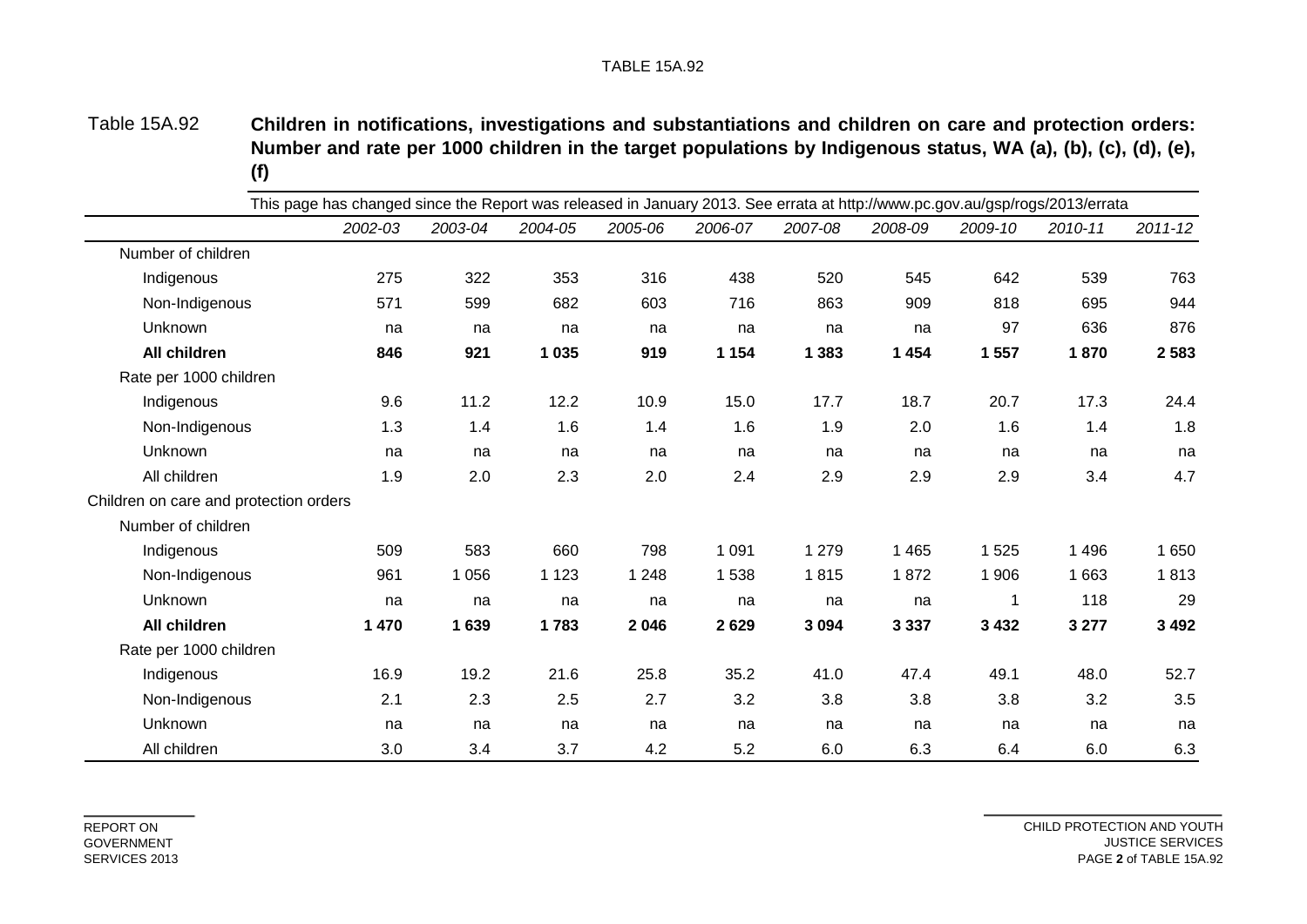Table 15A.92 **Children in notifications, investigations and substantiations and children on care and protection orders: Number and rate per 1000 children in the target populations by Indigenous status, WA (a), (b), (c), (d), (e), (f)**

This page has changed since the Report was released in January 2013. See errata at http://www.pc.gov.au/gsp/rogs/2013/errata

| | *2002-03* | *2003-04* | *2004-05* | *2005-06* | *2006-07* | *2007-08* | *2008-09* | *2009-10* | *2010-11* | *2011-12* |
|---|---|---|---|---|---|---|---|---|---|---|
| Number of children | | | | | | | | | | |
| Indigenous | 275 | 322 | 353 | 316 | 438 | 520 | 545 | 642 | 539 | 763 |
| Non-Indigenous | 571 | 599 | 682 | 603 | 716 | 863 | 909 | 818 | 695 | 944 |
| Unknown | na | na | na | na | na | na | na | 97 | 636 | 876 |
| **All children** | **846** | **921** | **1 035** | **919** | **1 154** | **1 383** | **1 454** | **1 557** | **1 870** | **2 583** |
| Rate per 1000 children | | | | | | | | | | |
| Indigenous | 9.6 | 11.2 | 12.2 | 10.9 | 15.0 | 17.7 | 18.7 | 20.7 | 17.3 | 24.4 |
| Non-Indigenous | 1.3 | 1.4 | 1.6 | 1.4 | 1.6 | 1.9 | 2.0 | 1.6 | 1.4 | 1.8 |
| Unknown | na | na | na | na | na | na | na | na | na | na |
| All children | 1.9 | 2.0 | 2.3 | 2.0 | 2.4 | 2.9 | 2.9 | 2.9 | 3.4 | 4.7 |
| Children on care and protection orders | | | | | | | | | | |
| Number of children | | | | | | | | | | |
| Indigenous | 509 | 583 | 660 | 798 | 1 091 | 1 279 | 1 465 | 1 525 | 1 496 | 1 650 |
| Non-Indigenous | 961 | 1 056 | 1 123 | 1 248 | 1 538 | 1 815 | 1 872 | 1 906 | 1 663 | 1 813 |
| Unknown | na | na | na | na | na | na | na | 1 | 118 | 29 |
| **All children** | **1 470** | **1 639** | **1 783** | **2 046** | **2 629** | **3 094** | **3 337** | **3 432** | **3 277** | **3 492** |
| Rate per 1000 children | | | | | | | | | | |
| Indigenous | 16.9 | 19.2 | 21.6 | 25.8 | 35.2 | 41.0 | 47.4 | 49.1 | 48.0 | 52.7 |
| Non-Indigenous | 2.1 | 2.3 | 2.5 | 2.7 | 3.2 | 3.8 | 3.8 | 3.8 | 3.2 | 3.5 |
| Unknown | na | na | na | na | na | na | na | na | na | na |
| All children | 3.0 | 3.4 | 3.7 | 4.2 | 5.2 | 6.0 | 6.3 | 6.4 | 6.0 | 6.3 |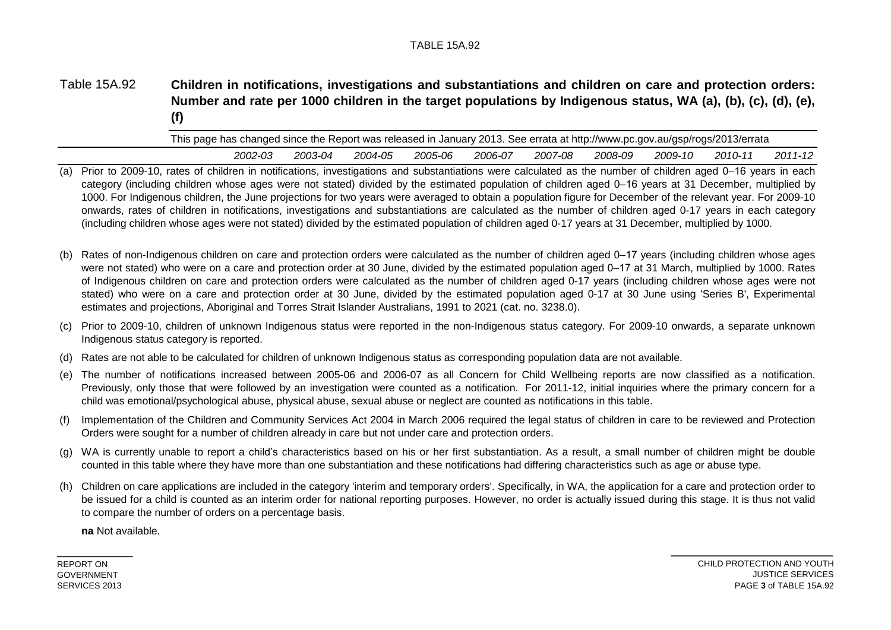Table 15A.92 **Children in notifications, investigations and substantiations and children on care and protection orders: Number and rate per 1000 children in the target populations by Indigenous status, WA (a), (b), (c), (d), (e), (f)**

This page has changed since the Report was released in January 2013. See errata at http://www.pc.gov.au/gsp/rogs/2013/errata

| | *2002-03* | *2003-04* | *2004-05* | *2005-06* | *2006-07* | *2007-08* | *2008-09* | *2009-10* | *2010-11* | *2011-12* |
|---|---|---|---|---|---|---|---|---|---|---|

(a) Prior to 2009-10, rates of children in notifications, investigations and substantiations were calculated as the number of children aged 0–16 years in each category (including children whose ages were not stated) divided by the estimated population of children aged 0–16 years at 31 December, multiplied by 1000. For Indigenous children, the June projections for two years were averaged to obtain a population figure for December of the relevant year. For 2009-10 onwards, rates of children in notifications, investigations and substantiations are calculated as the number of children aged 0-17 years in each category (including children whose ages were not stated) divided by the estimated population of children aged 0-17 years at 31 December, multiplied by 1000.

(b) Rates of non-Indigenous children on care and protection orders were calculated as the number of children aged 0–17 years (including children whose ages were not stated) who were on a care and protection order at 30 June, divided by the estimated population aged 0–17 at 31 March, multiplied by 1000. Rates of Indigenous children on care and protection orders were calculated as the number of children aged 0-17 years (including children whose ages were not stated) who were on a care and protection order at 30 June, divided by the estimated population aged 0-17 at 30 June using 'Series B', Experimental estimates and projections, Aboriginal and Torres Strait Islander Australians, 1991 to 2021 (cat. no. 3238.0).

(c) Prior to 2009-10, children of unknown Indigenous status were reported in the non-Indigenous status category. For 2009-10 onwards, a separate unknown Indigenous status category is reported.

(d) Rates are not able to be calculated for children of unknown Indigenous status as corresponding population data are not available.

(e) The number of notifications increased between 2005-06 and 2006-07 as all Concern for Child Wellbeing reports are now classified as a notification. Previously, only those that were followed by an investigation were counted as a notification. For 2011-12, initial inquiries where the primary concern for a child was emotional/psychological abuse, physical abuse, sexual abuse or neglect are counted as notifications in this table.

(f) Implementation of the Children and Community Services Act 2004 in March 2006 required the legal status of children in care to be reviewed and Protection Orders were sought for a number of children already in care but not under care and protection orders.

(g) WA is currently unable to report a child's characteristics based on his or her first substantiation. As a result, a small number of children might be double counted in this table where they have more than one substantiation and these notifications had differing characteristics such as age or abuse type.

(h) Children on care applications are included in the category 'interim and temporary orders'. Specifically, in WA, the application for a care and protection order to be issued for a child is counted as an interim order for national reporting purposes. However, no order is actually issued during this stage. It is thus not valid to compare the number of orders on a percentage basis.

**na** Not available.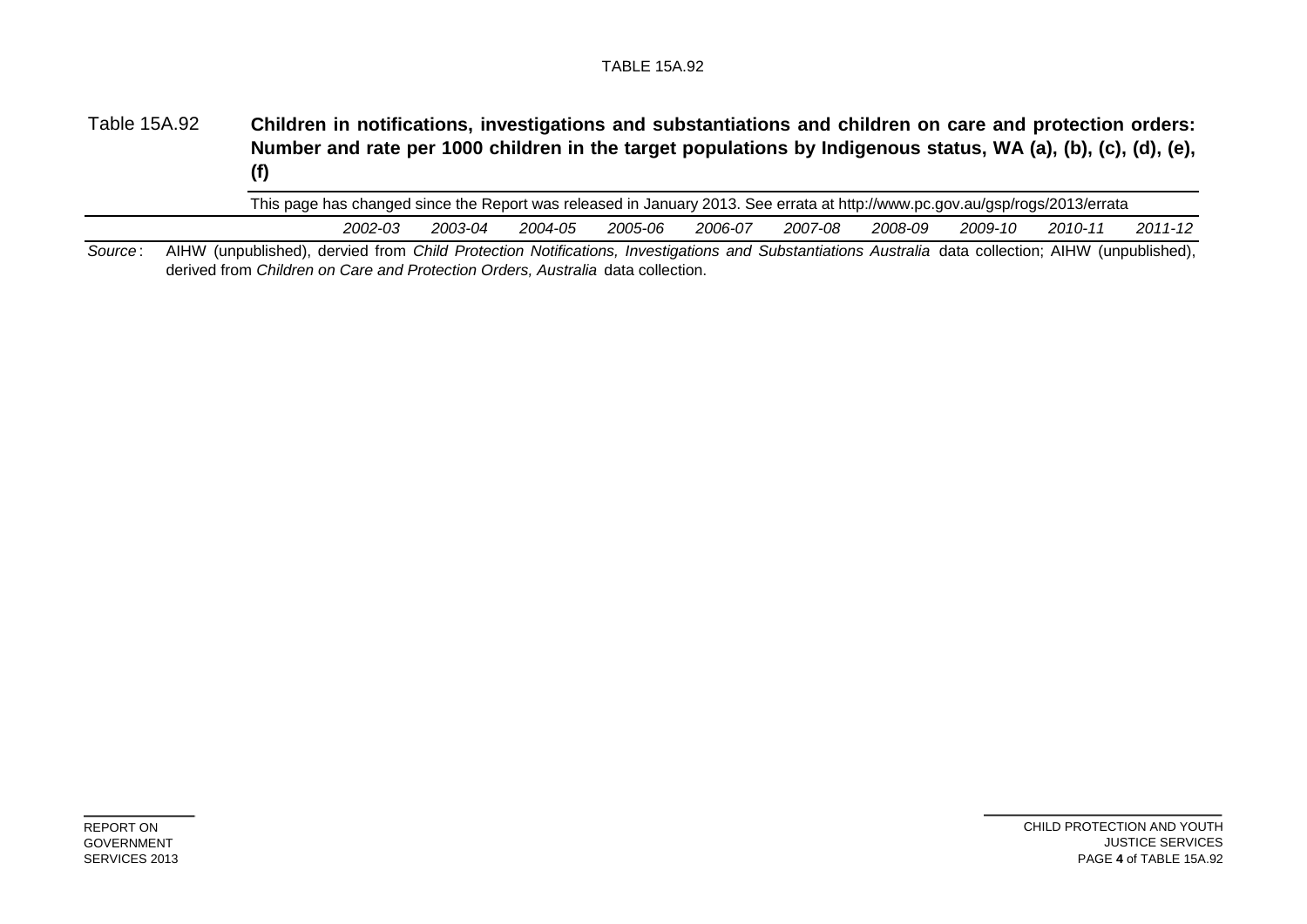Table 15A.92 **Children in notifications, investigations and substantiations and children on care and protection orders: Number and rate per 1000 children in the target populations by Indigenous status, WA (a), (b), (c), (d), (e), (f)**

This page has changed since the Report was released in January 2013. See errata at http://www.pc.gov.au/gsp/rogs/2013/errata

| | *2002-03* | *2003-04* | *2004-05* | *2005-06* | *2006-07* | *2007-08* | *2008-09* | *2009-10* | *2010-11* | *2011-12* |
|---|---|---|---|---|---|---|---|---|---|---|

*Source*: AIHW (unpublished), dervied from *Child Protection Notifications, Investigations and Substantiations Australia* data collection; AIHW (unpublished), derived from *Children on Care and Protection Orders, Australia* data collection.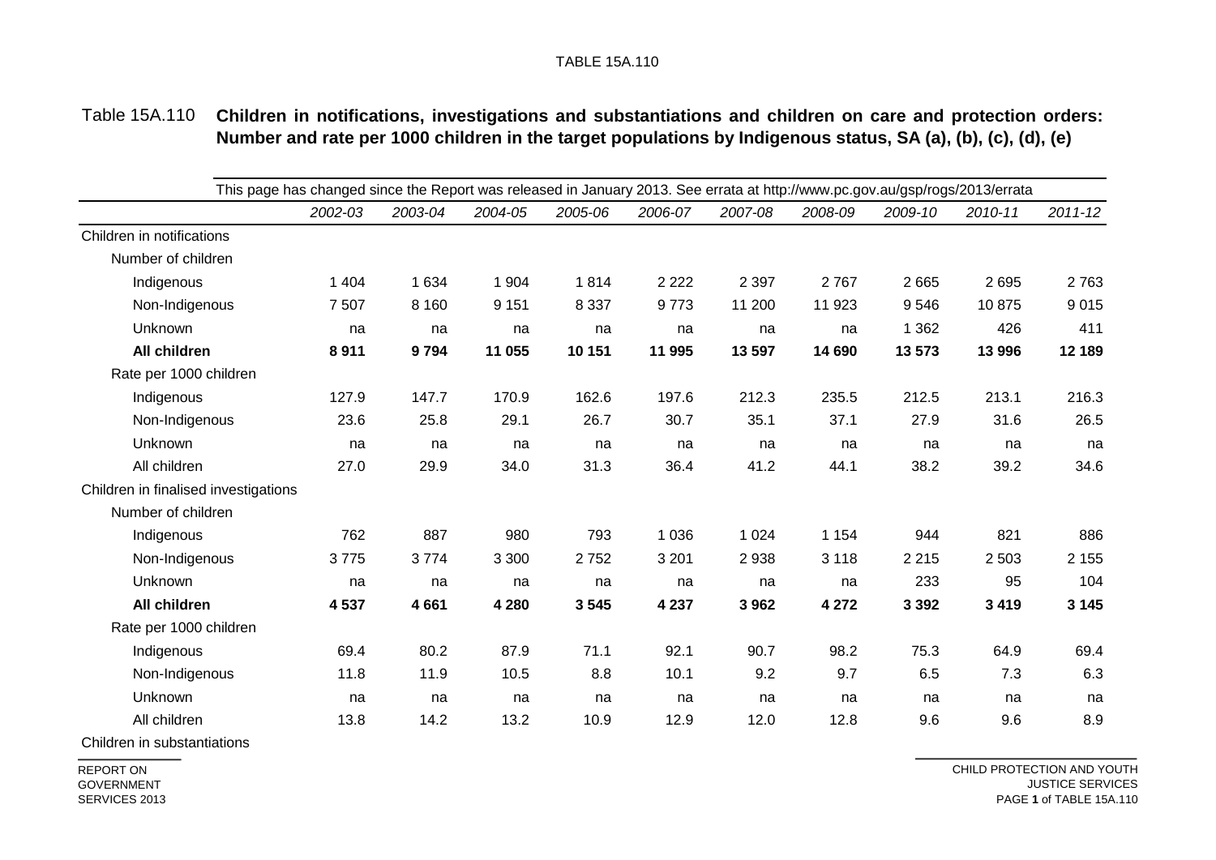TABLE 15A.110

Table 15A.110 **Children in notifications, investigations and substantiations and children on care and protection orders: Number and rate per 1000 children in the target populations by Indigenous status, SA (a), (b), (c), (d), (e)**

This page has changed since the Report was released in January 2013. See errata at http://www.pc.gov.au/gsp/rogs/2013/errata

| | *2002-03* | *2003-04* | *2004-05* | *2005-06* | *2006-07* | *2007-08* | *2008-09* | *2009-10* | *2010-11* | *2011-12* |
|---|---|---|---|---|---|---|---|---|---|---|
| Children in notifications | | | | | | | | | | |
| Number of children | | | | | | | | | | |
| Indigenous | 1 404 | 1 634 | 1 904 | 1 814 | 2 222 | 2 397 | 2 767 | 2 665 | 2 695 | 2 763 |
| Non-Indigenous | 7 507 | 8 160 | 9 151 | 8 337 | 9 773 | 11 200 | 11 923 | 9 546 | 10 875 | 9 015 |
| Unknown | na | na | na | na | na | na | na | 1 362 | 426 | 411 |
| **All children** | **8 911** | **9 794** | **11 055** | **10 151** | **11 995** | **13 597** | **14 690** | **13 573** | **13 996** | **12 189** |
| Rate per 1000 children | | | | | | | | | | |
| Indigenous | 127.9 | 147.7 | 170.9 | 162.6 | 197.6 | 212.3 | 235.5 | 212.5 | 213.1 | 216.3 |
| Non-Indigenous | 23.6 | 25.8 | 29.1 | 26.7 | 30.7 | 35.1 | 37.1 | 27.9 | 31.6 | 26.5 |
| Unknown | na | na | na | na | na | na | na | na | na | na |
| All children | 27.0 | 29.9 | 34.0 | 31.3 | 36.4 | 41.2 | 44.1 | 38.2 | 39.2 | 34.6 |
| Children in finalised investigations | | | | | | | | | | |
| Number of children | | | | | | | | | | |
| Indigenous | 762 | 887 | 980 | 793 | 1 036 | 1 024 | 1 154 | 944 | 821 | 886 |
| Non-Indigenous | 3 775 | 3 774 | 3 300 | 2 752 | 3 201 | 2 938 | 3 118 | 2 215 | 2 503 | 2 155 |
| Unknown | na | na | na | na | na | na | na | 233 | 95 | 104 |
| **All children** | **4 537** | **4 661** | **4 280** | **3 545** | **4 237** | **3 962** | **4 272** | **3 392** | **3 419** | **3 145** |
| Rate per 1000 children | | | | | | | | | | |
| Indigenous | 69.4 | 80.2 | 87.9 | 71.1 | 92.1 | 90.7 | 98.2 | 75.3 | 64.9 | 69.4 |
| Non-Indigenous | 11.8 | 11.9 | 10.5 | 8.8 | 10.1 | 9.2 | 9.7 | 6.5 | 7.3 | 6.3 |
| Unknown | na | na | na | na | na | na | na | na | na | na |
| All children | 13.8 | 14.2 | 13.2 | 10.9 | 12.9 | 12.0 | 12.8 | 9.6 | 9.6 | 8.9 |
| Children in substantiations | | | | | | | | | | |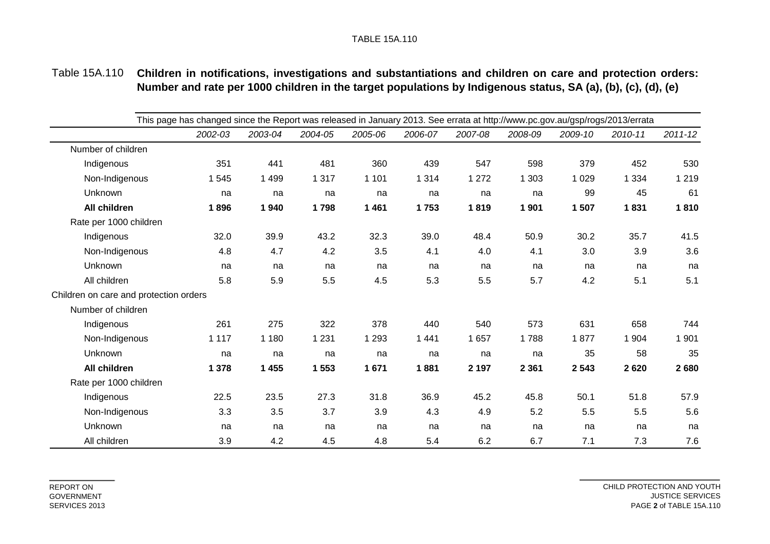Table 15A.110 **Children in notifications, investigations and substantiations and children on care and protection orders: Number and rate per 1000 children in the target populations by Indigenous status, SA (a), (b), (c), (d), (e)**

This page has changed since the Report was released in January 2013. See errata at http://www.pc.gov.au/gsp/rogs/2013/errata

| | *2002-03* | *2003-04* | *2004-05* | *2005-06* | *2006-07* | *2007-08* | *2008-09* | *2009-10* | *2010-11* | *2011-12* |
|---|---|---|---|---|---|---|---|---|---|---|
| Number of children | | | | | | | | | | |
| Indigenous | 351 | 441 | 481 | 360 | 439 | 547 | 598 | 379 | 452 | 530 |
| Non-Indigenous | 1 545 | 1 499 | 1 317 | 1 101 | 1 314 | 1 272 | 1 303 | 1 029 | 1 334 | 1 219 |
| Unknown | na | na | na | na | na | na | na | 99 | 45 | 61 |
| **All children** | **1 896** | **1 940** | **1 798** | **1 461** | **1 753** | **1 819** | **1 901** | **1 507** | **1 831** | **1 810** |
| Rate per 1000 children | | | | | | | | | | |
| Indigenous | 32.0 | 39.9 | 43.2 | 32.3 | 39.0 | 48.4 | 50.9 | 30.2 | 35.7 | 41.5 |
| Non-Indigenous | 4.8 | 4.7 | 4.2 | 3.5 | 4.1 | 4.0 | 4.1 | 3.0 | 3.9 | 3.6 |
| Unknown | na | na | na | na | na | na | na | na | na | na |
| All children | 5.8 | 5.9 | 5.5 | 4.5 | 5.3 | 5.5 | 5.7 | 4.2 | 5.1 | 5.1 |
| Children on care and protection orders | | | | | | | | | | |
| Number of children | | | | | | | | | | |
| Indigenous | 261 | 275 | 322 | 378 | 440 | 540 | 573 | 631 | 658 | 744 |
| Non-Indigenous | 1 117 | 1 180 | 1 231 | 1 293 | 1 441 | 1 657 | 1 788 | 1 877 | 1 904 | 1 901 |
| Unknown | na | na | na | na | na | na | na | 35 | 58 | 35 |
| **All children** | **1 378** | **1 455** | **1 553** | **1 671** | **1 881** | **2 197** | **2 361** | **2 543** | **2 620** | **2 680** |
| Rate per 1000 children | | | | | | | | | | |
| Indigenous | 22.5 | 23.5 | 27.3 | 31.8 | 36.9 | 45.2 | 45.8 | 50.1 | 51.8 | 57.9 |
| Non-Indigenous | 3.3 | 3.5 | 3.7 | 3.9 | 4.3 | 4.9 | 5.2 | 5.5 | 5.5 | 5.6 |
| Unknown | na | na | na | na | na | na | na | na | na | na |
| All children | 3.9 | 4.2 | 4.5 | 4.8 | 5.4 | 6.2 | 6.7 | 7.1 | 7.3 | 7.6 |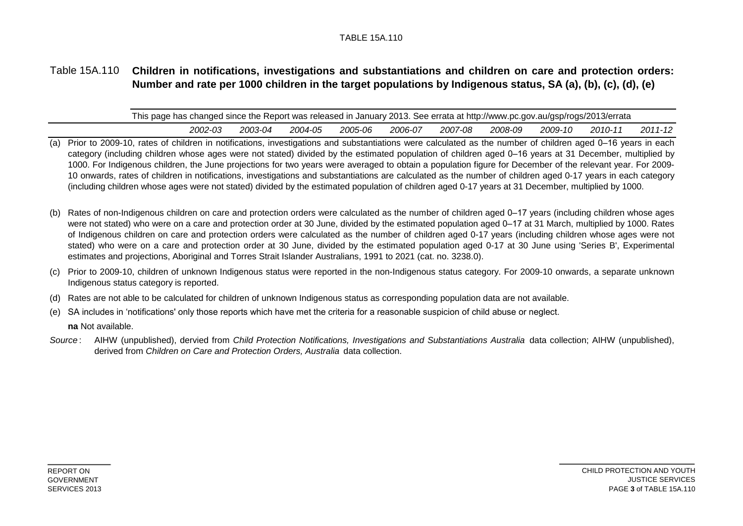TABLE 15A.110

## Table 15A.110 **Children in notifications, investigations and substantiations and children on care and protection orders: Number and rate per 1000 children in the target populations by Indigenous status, SA (a), (b), (c), (d), (e)**

| This page has changed since the Report was released in January 2013. See errata at http://www.pc.gov.au/gsp/rogs/2013/errata | | | | | | | | | | |
|---|---|---|---|---|---|---|---|---|---|---|
| | *2002-03* | *2003-04* | *2004-05* | *2005-06* | *2006-07* | *2007-08* | *2008-09* | *2009-10* | *2010-11* | *2011-12* |

(a) Prior to 2009-10, rates of children in notifications, investigations and substantiations were calculated as the number of children aged 0–16 years in each category (including children whose ages were not stated) divided by the estimated population of children aged 0–16 years at 31 December, multiplied by 1000. For Indigenous children, the June projections for two years were averaged to obtain a population figure for December of the relevant year. For 2009-10 onwards, rates of children in notifications, investigations and substantiations are calculated as the number of children aged 0-17 years in each category (including children whose ages were not stated) divided by the estimated population of children aged 0-17 years at 31 December, multiplied by 1000.

(b) Rates of non-Indigenous children on care and protection orders were calculated as the number of children aged 0–17 years (including children whose ages were not stated) who were on a care and protection order at 30 June, divided by the estimated population aged 0–17 at 31 March, multiplied by 1000. Rates of Indigenous children on care and protection orders were calculated as the number of children aged 0-17 years (including children whose ages were not stated) who were on a care and protection order at 30 June, divided by the estimated population aged 0-17 at 30 June using 'Series B', Experimental estimates and projections, Aboriginal and Torres Strait Islander Australians, 1991 to 2021 (cat. no. 3238.0).

(c) Prior to 2009-10, children of unknown Indigenous status were reported in the non-Indigenous status category. For 2009-10 onwards, a separate unknown Indigenous status category is reported.

(d) Rates are not able to be calculated for children of unknown Indigenous status as corresponding population data are not available.

(e) SA includes in 'notifications' only those reports which have met the criteria for a reasonable suspicion of child abuse or neglect.

**na** Not available.

*Source*: AIHW (unpublished), dervied from *Child Protection Notifications, Investigations and Substantiations Australia* data collection; AIHW (unpublished), derived from *Children on Care and Protection Orders, Australia* data collection.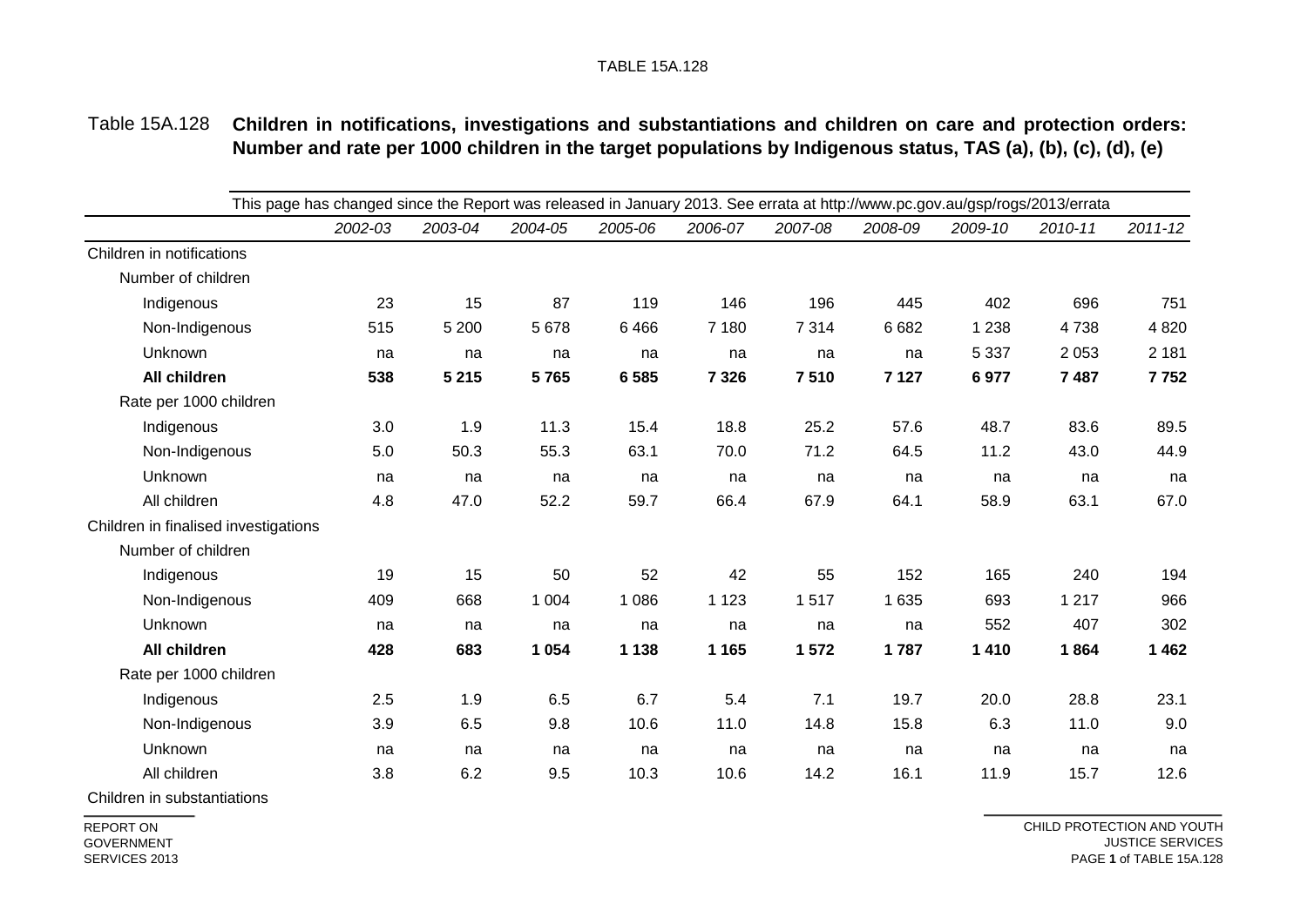Table 15A.128 **Children in notifications, investigations and substantiations and children on care and protection orders: Number and rate per 1000 children in the target populations by Indigenous status, TAS (a), (b), (c), (d), (e)**

This page has changed since the Report was released in January 2013. See errata at http://www.pc.gov.au/gsp/rogs/2013/errata

| | *2002-03* | *2003-04* | *2004-05* | *2005-06* | *2006-07* | *2007-08* | *2008-09* | *2009-10* | *2010-11* | *2011-12* |
|---|---|---|---|---|---|---|---|---|---|---|
| Children in notifications | | | | | | | | | | |
| Number of children | | | | | | | | | | |
| Indigenous | 23 | 15 | 87 | 119 | 146 | 196 | 445 | 402 | 696 | 751 |
| Non-Indigenous | 515 | 5 200 | 5 678 | 6 466 | 7 180 | 7 314 | 6 682 | 1 238 | 4 738 | 4 820 |
| Unknown | na | na | na | na | na | na | na | 5 337 | 2 053 | 2 181 |
| **All children** | **538** | **5 215** | **5 765** | **6 585** | **7 326** | **7 510** | **7 127** | **6 977** | **7 487** | **7 752** |
| Rate per 1000 children | | | | | | | | | | |
| Indigenous | 3.0 | 1.9 | 11.3 | 15.4 | 18.8 | 25.2 | 57.6 | 48.7 | 83.6 | 89.5 |
| Non-Indigenous | 5.0 | 50.3 | 55.3 | 63.1 | 70.0 | 71.2 | 64.5 | 11.2 | 43.0 | 44.9 |
| Unknown | na | na | na | na | na | na | na | na | na | na |
| All children | 4.8 | 47.0 | 52.2 | 59.7 | 66.4 | 67.9 | 64.1 | 58.9 | 63.1 | 67.0 |
| Children in finalised investigations | | | | | | | | | | |
| Number of children | | | | | | | | | | |
| Indigenous | 19 | 15 | 50 | 52 | 42 | 55 | 152 | 165 | 240 | 194 |
| Non-Indigenous | 409 | 668 | 1 004 | 1 086 | 1 123 | 1 517 | 1 635 | 693 | 1 217 | 966 |
| Unknown | na | na | na | na | na | na | na | 552 | 407 | 302 |
| **All children** | **428** | **683** | **1 054** | **1 138** | **1 165** | **1 572** | **1 787** | **1 410** | **1 864** | **1 462** |
| Rate per 1000 children | | | | | | | | | | |
| Indigenous | 2.5 | 1.9 | 6.5 | 6.7 | 5.4 | 7.1 | 19.7 | 20.0 | 28.8 | 23.1 |
| Non-Indigenous | 3.9 | 6.5 | 9.8 | 10.6 | 11.0 | 14.8 | 15.8 | 6.3 | 11.0 | 9.0 |
| Unknown | na | na | na | na | na | na | na | na | na | na |
| All children | 3.8 | 6.2 | 9.5 | 10.3 | 10.6 | 14.2 | 16.1 | 11.9 | 15.7 | 12.6 |
| Children in substantiations | | | | | | | | | | |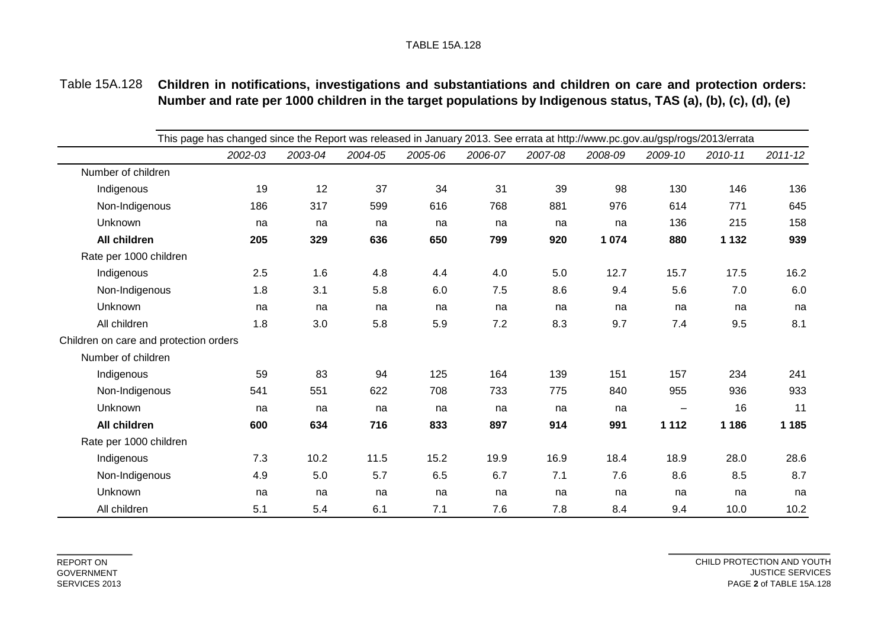Table 15A.128 **Children in notifications, investigations and substantiations and children on care and protection orders: Number and rate per 1000 children in the target populations by Indigenous status, TAS (a), (b), (c), (d), (e)**

This page has changed since the Report was released in January 2013. See errata at http://www.pc.gov.au/gsp/rogs/2013/errata

| | *2002-03* | *2003-04* | *2004-05* | *2005-06* | *2006-07* | *2007-08* | *2008-09* | *2009-10* | *2010-11* | *2011-12* |
|---|---|---|---|---|---|---|---|---|---|---|
| Number of children | | | | | | | | | | |
| Indigenous | 19 | 12 | 37 | 34 | 31 | 39 | 98 | 130 | 146 | 136 |
| Non-Indigenous | 186 | 317 | 599 | 616 | 768 | 881 | 976 | 614 | 771 | 645 |
| Unknown | na | na | na | na | na | na | na | 136 | 215 | 158 |
| **All children** | **205** | **329** | **636** | **650** | **799** | **920** | **1 074** | **880** | **1 132** | **939** |
| Rate per 1000 children | | | | | | | | | | |
| Indigenous | 2.5 | 1.6 | 4.8 | 4.4 | 4.0 | 5.0 | 12.7 | 15.7 | 17.5 | 16.2 |
| Non-Indigenous | 1.8 | 3.1 | 5.8 | 6.0 | 7.5 | 8.6 | 9.4 | 5.6 | 7.0 | 6.0 |
| Unknown | na | na | na | na | na | na | na | na | na | na |
| All children | 1.8 | 3.0 | 5.8 | 5.9 | 7.2 | 8.3 | 9.7 | 7.4 | 9.5 | 8.1 |
| Children on care and protection orders | | | | | | | | | | |
| Number of children | | | | | | | | | | |
| Indigenous | 59 | 83 | 94 | 125 | 164 | 139 | 151 | 157 | 234 | 241 |
| Non-Indigenous | 541 | 551 | 622 | 708 | 733 | 775 | 840 | 955 | 936 | 933 |
| Unknown | na | na | na | na | na | na | na | – | 16 | 11 |
| **All children** | **600** | **634** | **716** | **833** | **897** | **914** | **991** | **1 112** | **1 186** | **1 185** |
| Rate per 1000 children | | | | | | | | | | |
| Indigenous | 7.3 | 10.2 | 11.5 | 15.2 | 19.9 | 16.9 | 18.4 | 18.9 | 28.0 | 28.6 |
| Non-Indigenous | 4.9 | 5.0 | 5.7 | 6.5 | 6.7 | 7.1 | 7.6 | 8.6 | 8.5 | 8.7 |
| Unknown | na | na | na | na | na | na | na | na | na | na |
| All children | 5.1 | 5.4 | 6.1 | 7.1 | 7.6 | 7.8 | 8.4 | 9.4 | 10.0 | 10.2 |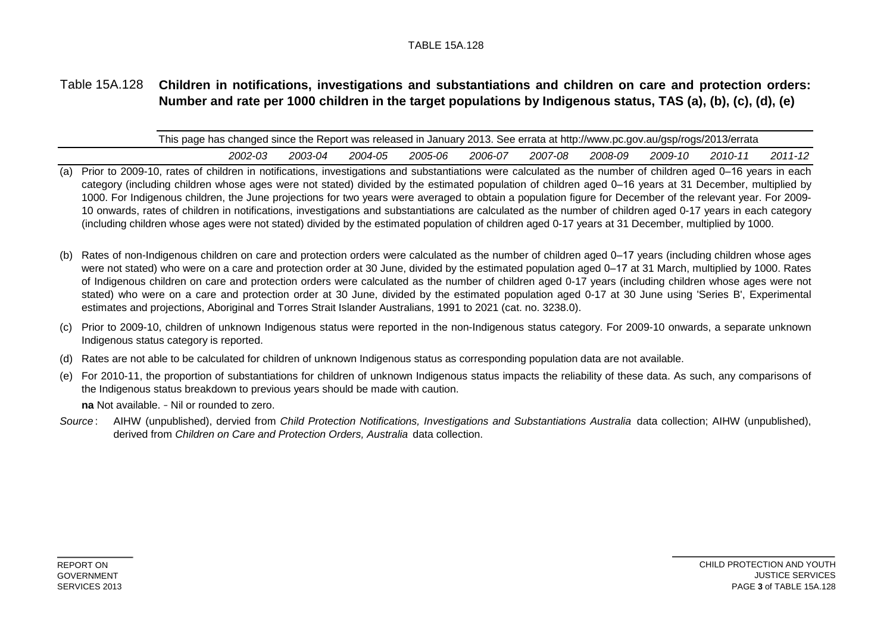Table 15A.128 **Children in notifications, investigations and substantiations and children on care and protection orders: Number and rate per 1000 children in the target populations by Indigenous status, TAS (a), (b), (c), (d), (e)**

| This page has changed since the Report was released in January 2013. See errata at http://www.pc.gov.au/gsp/rogs/2013/errata | | | | | | | | | | |
|---|---|---|---|---|---|---|---|---|---|---|
| | *2002-03* | *2003-04* | *2004-05* | *2005-06* | *2006-07* | *2007-08* | *2008-09* | *2009-10* | *2010-11* | *2011-12* |

(a) Prior to 2009-10, rates of children in notifications, investigations and substantiations were calculated as the number of children aged 0–16 years in each category (including children whose ages were not stated) divided by the estimated population of children aged 0–16 years at 31 December, multiplied by 1000. For Indigenous children, the June projections for two years were averaged to obtain a population figure for December of the relevant year. For 2009-10 onwards, rates of children in notifications, investigations and substantiations are calculated as the number of children aged 0-17 years in each category (including children whose ages were not stated) divided by the estimated population of children aged 0-17 years at 31 December, multiplied by 1000.

(b) Rates of non-Indigenous children on care and protection orders were calculated as the number of children aged 0–17 years (including children whose ages were not stated) who were on a care and protection order at 30 June, divided by the estimated population aged 0–17 at 31 March, multiplied by 1000. Rates of Indigenous children on care and protection orders were calculated as the number of children aged 0-17 years (including children whose ages were not stated) who were on a care and protection order at 30 June, divided by the estimated population aged 0-17 at 30 June using 'Series B', Experimental estimates and projections, Aboriginal and Torres Strait Islander Australians, 1991 to 2021 (cat. no. 3238.0).

(c) Prior to 2009-10, children of unknown Indigenous status were reported in the non-Indigenous status category. For 2009-10 onwards, a separate unknown Indigenous status category is reported.

(d) Rates are not able to be calculated for children of unknown Indigenous status as corresponding population data are not available.

(e) For 2010-11, the proportion of substantiations for children of unknown Indigenous status impacts the reliability of these data. As such, any comparisons of the Indigenous status breakdown to previous years should be made with caution.

**na** Not available. **-** Nil or rounded to zero.

*Source*: AIHW (unpublished), dervied from *Child Protection Notifications, Investigations and Substantiations Australia* data collection; AIHW (unpublished), derived from *Children on Care and Protection Orders, Australia* data collection.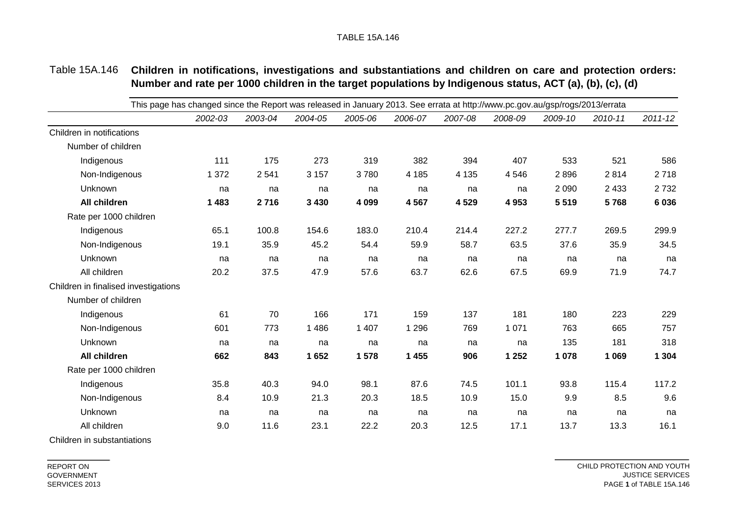Table 15A.146 **Children in notifications, investigations and substantiations and children on care and protection orders: Number and rate per 1000 children in the target populations by Indigenous status, ACT (a), (b), (c), (d)**

This page has changed since the Report was released in January 2013. See errata at http://www.pc.gov.au/gsp/rogs/2013/errata

| | *2002-03* | *2003-04* | *2004-05* | *2005-06* | *2006-07* | *2007-08* | *2008-09* | *2009-10* | *2010-11* | *2011-12* |
|---|---|---|---|---|---|---|---|---|---|---|
| Children in notifications | | | | | | | | | | |
| Number of children | | | | | | | | | | |
| Indigenous | 111 | 175 | 273 | 319 | 382 | 394 | 407 | 533 | 521 | 586 |
| Non-Indigenous | 1 372 | 2 541 | 3 157 | 3 780 | 4 185 | 4 135 | 4 546 | 2 896 | 2 814 | 2 718 |
| Unknown | na | na | na | na | na | na | na | 2 090 | 2 433 | 2 732 |
| **All children** | **1 483** | **2 716** | **3 430** | **4 099** | **4 567** | **4 529** | **4 953** | **5 519** | **5 768** | **6 036** |
| Rate per 1000 children | | | | | | | | | | |
| Indigenous | 65.1 | 100.8 | 154.6 | 183.0 | 210.4 | 214.4 | 227.2 | 277.7 | 269.5 | 299.9 |
| Non-Indigenous | 19.1 | 35.9 | 45.2 | 54.4 | 59.9 | 58.7 | 63.5 | 37.6 | 35.9 | 34.5 |
| Unknown | na | na | na | na | na | na | na | na | na | na |
| All children | 20.2 | 37.5 | 47.9 | 57.6 | 63.7 | 62.6 | 67.5 | 69.9 | 71.9 | 74.7 |
| Children in finalised investigations | | | | | | | | | | |
| Number of children | | | | | | | | | | |
| Indigenous | 61 | 70 | 166 | 171 | 159 | 137 | 181 | 180 | 223 | 229 |
| Non-Indigenous | 601 | 773 | 1 486 | 1 407 | 1 296 | 769 | 1 071 | 763 | 665 | 757 |
| Unknown | na | na | na | na | na | na | na | 135 | 181 | 318 |
| **All children** | **662** | **843** | **1 652** | **1 578** | **1 455** | **906** | **1 252** | **1 078** | **1 069** | **1 304** |
| Rate per 1000 children | | | | | | | | | | |
| Indigenous | 35.8 | 40.3 | 94.0 | 98.1 | 87.6 | 74.5 | 101.1 | 93.8 | 115.4 | 117.2 |
| Non-Indigenous | 8.4 | 10.9 | 21.3 | 20.3 | 18.5 | 10.9 | 15.0 | 9.9 | 8.5 | 9.6 |
| Unknown | na | na | na | na | na | na | na | na | na | na |
| All children | 9.0 | 11.6 | 23.1 | 22.2 | 20.3 | 12.5 | 17.1 | 13.7 | 13.3 | 16.1 |
| Children in substantiations | | | | | | | | | | |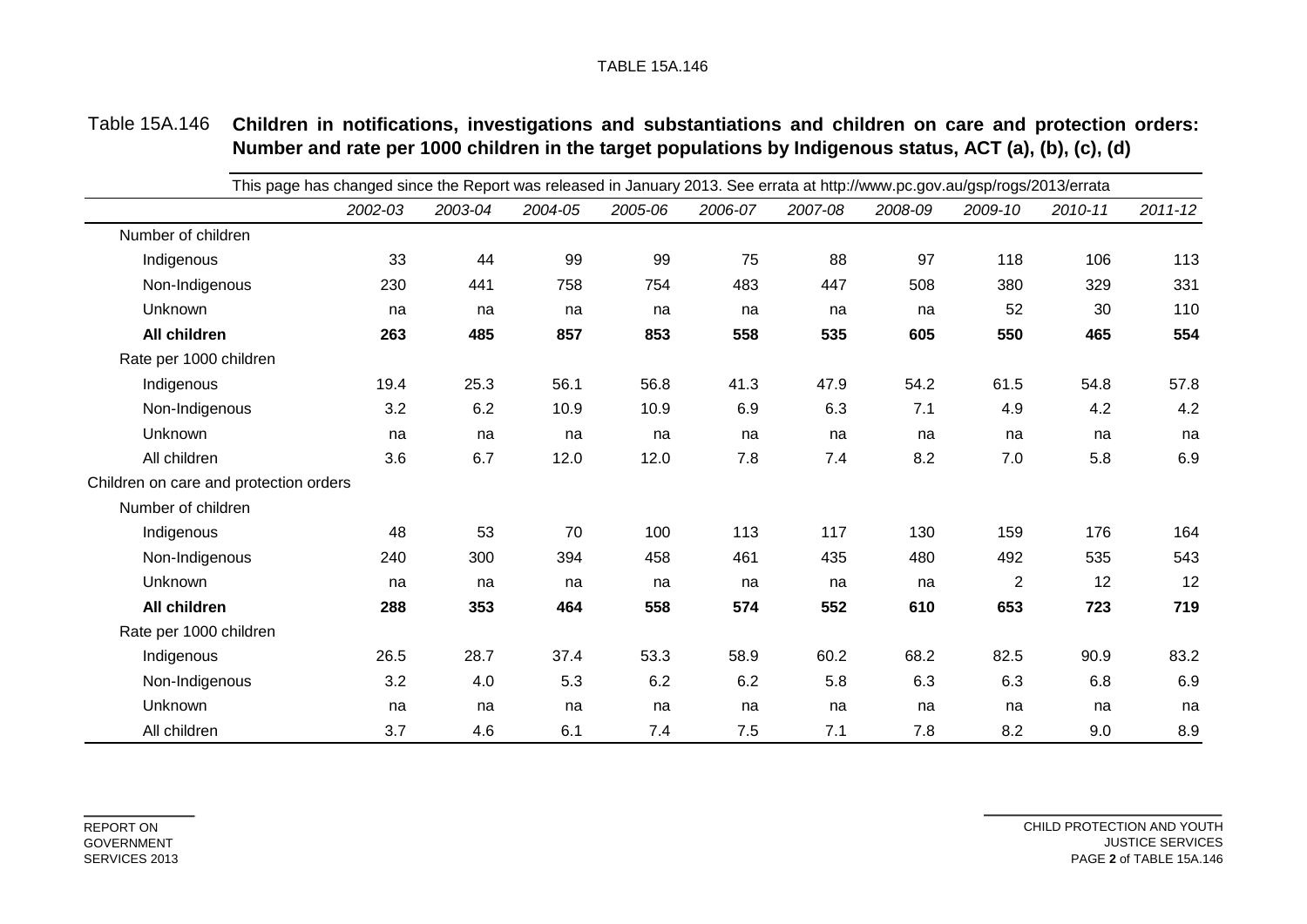Table 15A.146 **Children in notifications, investigations and substantiations and children on care and protection orders: Number and rate per 1000 children in the target populations by Indigenous status, ACT (a), (b), (c), (d)**

This page has changed since the Report was released in January 2013. See errata at http://www.pc.gov.au/gsp/rogs/2013/errata

| | *2002-03* | *2003-04* | *2004-05* | *2005-06* | *2006-07* | *2007-08* | *2008-09* | *2009-10* | *2010-11* | *2011-12* |
|---|---|---|---|---|---|---|---|---|---|---|
| Number of children | | | | | | | | | | |
| Indigenous | 33 | 44 | 99 | 99 | 75 | 88 | 97 | 118 | 106 | 113 |
| Non-Indigenous | 230 | 441 | 758 | 754 | 483 | 447 | 508 | 380 | 329 | 331 |
| Unknown | na | na | na | na | na | na | na | 52 | 30 | 110 |
| **All children** | **263** | **485** | **857** | **853** | **558** | **535** | **605** | **550** | **465** | **554** |
| Rate per 1000 children | | | | | | | | | | |
| Indigenous | 19.4 | 25.3 | 56.1 | 56.8 | 41.3 | 47.9 | 54.2 | 61.5 | 54.8 | 57.8 |
| Non-Indigenous | 3.2 | 6.2 | 10.9 | 10.9 | 6.9 | 6.3 | 7.1 | 4.9 | 4.2 | 4.2 |
| Unknown | na | na | na | na | na | na | na | na | na | na |
| All children | 3.6 | 6.7 | 12.0 | 12.0 | 7.8 | 7.4 | 8.2 | 7.0 | 5.8 | 6.9 |
| Children on care and protection orders | | | | | | | | | | |
| Number of children | | | | | | | | | | |
| Indigenous | 48 | 53 | 70 | 100 | 113 | 117 | 130 | 159 | 176 | 164 |
| Non-Indigenous | 240 | 300 | 394 | 458 | 461 | 435 | 480 | 492 | 535 | 543 |
| Unknown | na | na | na | na | na | na | na | 2 | 12 | 12 |
| **All children** | **288** | **353** | **464** | **558** | **574** | **552** | **610** | **653** | **723** | **719** |
| Rate per 1000 children | | | | | | | | | | |
| Indigenous | 26.5 | 28.7 | 37.4 | 53.3 | 58.9 | 60.2 | 68.2 | 82.5 | 90.9 | 83.2 |
| Non-Indigenous | 3.2 | 4.0 | 5.3 | 6.2 | 6.2 | 5.8 | 6.3 | 6.3 | 6.8 | 6.9 |
| Unknown | na | na | na | na | na | na | na | na | na | na |
| All children | 3.7 | 4.6 | 6.1 | 7.4 | 7.5 | 7.1 | 7.8 | 8.2 | 9.0 | 8.9 |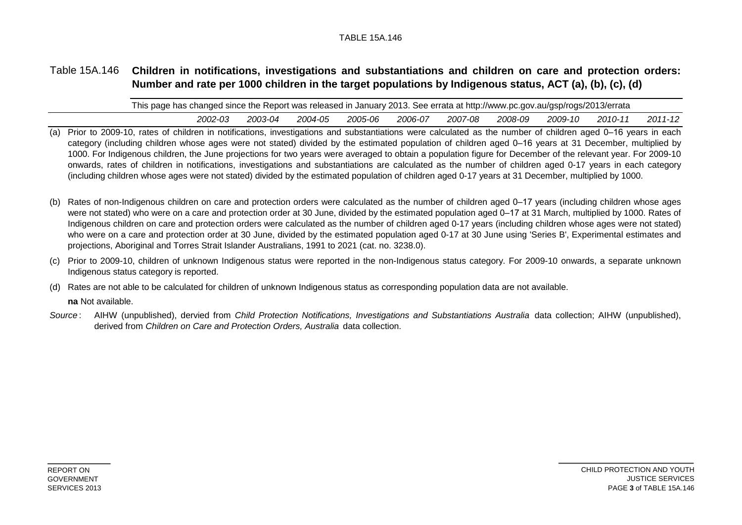Table 15A.146 **Children in notifications, investigations and substantiations and children on care and protection orders: Number and rate per 1000 children in the target populations by Indigenous status, ACT (a), (b), (c), (d)**

This page has changed since the Report was released in January 2013. See errata at http://www.pc.gov.au/gsp/rogs/2013/errata

| | *2002-03* | *2003-04* | *2004-05* | *2005-06* | *2006-07* | *2007-08* | *2008-09* | *2009-10* | *2010-11* | *2011-12* |
|---|---|---|---|---|---|---|---|---|---|---|

(a) Prior to 2009-10, rates of children in notifications, investigations and substantiations were calculated as the number of children aged 0–16 years in each category (including children whose ages were not stated) divided by the estimated population of children aged 0–16 years at 31 December, multiplied by 1000. For Indigenous children, the June projections for two years were averaged to obtain a population figure for December of the relevant year. For 2009-10 onwards, rates of children in notifications, investigations and substantiations are calculated as the number of children aged 0-17 years in each category (including children whose ages were not stated) divided by the estimated population of children aged 0-17 years at 31 December, multiplied by 1000.

(b) Rates of non-Indigenous children on care and protection orders were calculated as the number of children aged 0–17 years (including children whose ages were not stated) who were on a care and protection order at 30 June, divided by the estimated population aged 0–17 at 31 March, multiplied by 1000. Rates of Indigenous children on care and protection orders were calculated as the number of children aged 0-17 years (including children whose ages were not stated) who were on a care and protection order at 30 June, divided by the estimated population aged 0-17 at 30 June using 'Series B', Experimental estimates and projections, Aboriginal and Torres Strait Islander Australians, 1991 to 2021 (cat. no. 3238.0).

(c) Prior to 2009-10, children of unknown Indigenous status were reported in the non-Indigenous status category. For 2009-10 onwards, a separate unknown Indigenous status category is reported.

(d) Rates are not able to be calculated for children of unknown Indigenous status as corresponding population data are not available.

**na** Not available.

*Source*: AIHW (unpublished), dervied from *Child Protection Notifications, Investigations and Substantiations Australia* data collection; AIHW (unpublished), derived from *Children on Care and Protection Orders, Australia* data collection.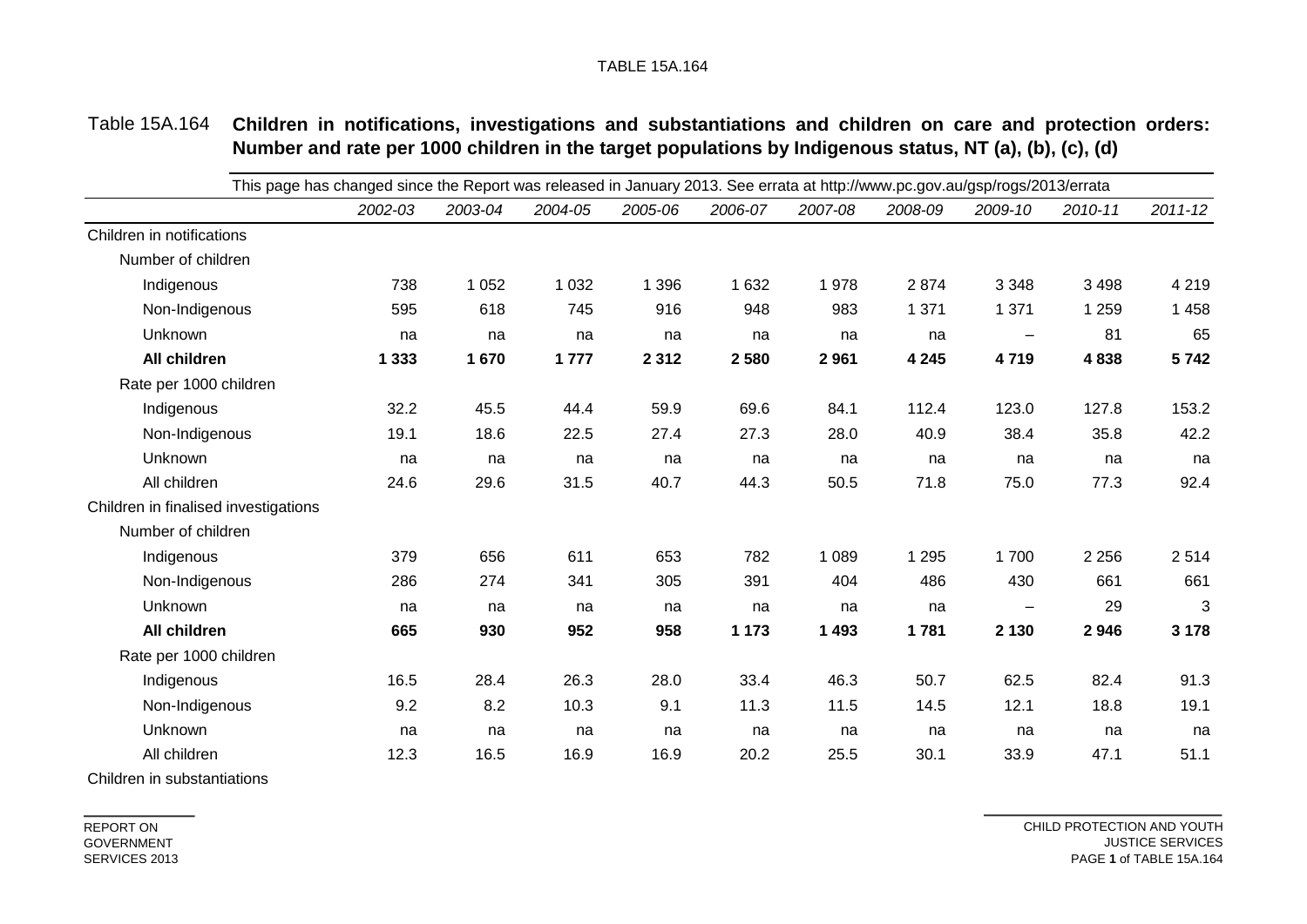Table 15A.164 **Children in notifications, investigations and substantiations and children on care and protection orders: Number and rate per 1000 children in the target populations by Indigenous status, NT (a), (b), (c), (d)**

This page has changed since the Report was released in January 2013. See errata at http://www.pc.gov.au/gsp/rogs/2013/errata

| | *2002-03* | *2003-04* | *2004-05* | *2005-06* | *2006-07* | *2007-08* | *2008-09* | *2009-10* | *2010-11* | *2011-12* |
|---|---|---|---|---|---|---|---|---|---|---|
| Children in notifications | | | | | | | | | | |
| Number of children | | | | | | | | | | |
| Indigenous | 738 | 1 052 | 1 032 | 1 396 | 1 632 | 1 978 | 2 874 | 3 348 | 3 498 | 4 219 |
| Non-Indigenous | 595 | 618 | 745 | 916 | 948 | 983 | 1 371 | 1 371 | 1 259 | 1 458 |
| Unknown | na | na | na | na | na | na | na | – | 81 | 65 |
| **All children** | **1 333** | **1 670** | **1 777** | **2 312** | **2 580** | **2 961** | **4 245** | **4 719** | **4 838** | **5 742** |
| Rate per 1000 children | | | | | | | | | | |
| Indigenous | 32.2 | 45.5 | 44.4 | 59.9 | 69.6 | 84.1 | 112.4 | 123.0 | 127.8 | 153.2 |
| Non-Indigenous | 19.1 | 18.6 | 22.5 | 27.4 | 27.3 | 28.0 | 40.9 | 38.4 | 35.8 | 42.2 |
| Unknown | na | na | na | na | na | na | na | na | na | na |
| All children | 24.6 | 29.6 | 31.5 | 40.7 | 44.3 | 50.5 | 71.8 | 75.0 | 77.3 | 92.4 |
| Children in finalised investigations | | | | | | | | | | |
| Number of children | | | | | | | | | | |
| Indigenous | 379 | 656 | 611 | 653 | 782 | 1 089 | 1 295 | 1 700 | 2 256 | 2 514 |
| Non-Indigenous | 286 | 274 | 341 | 305 | 391 | 404 | 486 | 430 | 661 | 661 |
| Unknown | na | na | na | na | na | na | na | – | 29 | 3 |
| **All children** | **665** | **930** | **952** | **958** | **1 173** | **1 493** | **1 781** | **2 130** | **2 946** | **3 178** |
| Rate per 1000 children | | | | | | | | | | |
| Indigenous | 16.5 | 28.4 | 26.3 | 28.0 | 33.4 | 46.3 | 50.7 | 62.5 | 82.4 | 91.3 |
| Non-Indigenous | 9.2 | 8.2 | 10.3 | 9.1 | 11.3 | 11.5 | 14.5 | 12.1 | 18.8 | 19.1 |
| Unknown | na | na | na | na | na | na | na | na | na | na |
| All children | 12.3 | 16.5 | 16.9 | 16.9 | 20.2 | 25.5 | 30.1 | 33.9 | 47.1 | 51.1 |
| Children in substantiations | | | | | | | | | | |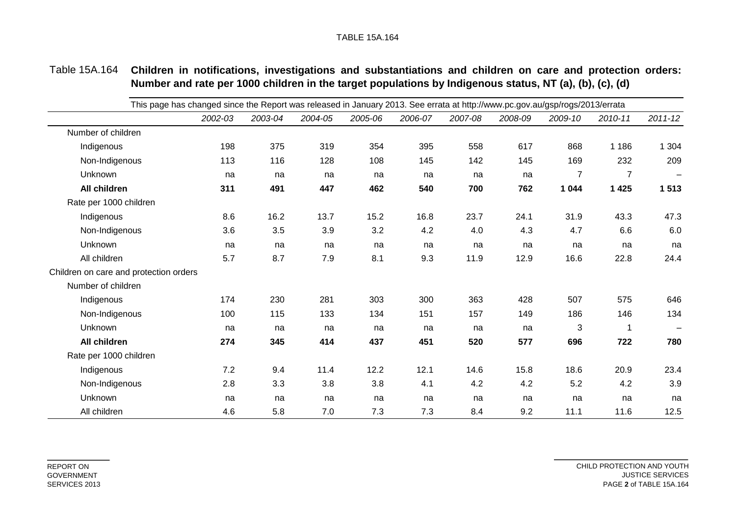Table 15A.164 **Children in notifications, investigations and substantiations and children on care and protection orders: Number and rate per 1000 children in the target populations by Indigenous status, NT (a), (b), (c), (d)**

This page has changed since the Report was released in January 2013. See errata at http://www.pc.gov.au/gsp/rogs/2013/errata

| | 2002-03 | 2003-04 | 2004-05 | 2005-06 | 2006-07 | 2007-08 | 2008-09 | 2009-10 | 2010-11 | 2011-12 |
|---|---|---|---|---|---|---|---|---|---|---|
| Number of children | | | | | | | | | | |
| Indigenous | 198 | 375 | 319 | 354 | 395 | 558 | 617 | 868 | 1 186 | 1 304 |
| Non-Indigenous | 113 | 116 | 128 | 108 | 145 | 142 | 145 | 169 | 232 | 209 |
| Unknown | na | na | na | na | na | na | na | 7 | 7 | – |
| **All children** | **311** | **491** | **447** | **462** | **540** | **700** | **762** | **1 044** | **1 425** | **1 513** |
| Rate per 1000 children | | | | | | | | | | |
| Indigenous | 8.6 | 16.2 | 13.7 | 15.2 | 16.8 | 23.7 | 24.1 | 31.9 | 43.3 | 47.3 |
| Non-Indigenous | 3.6 | 3.5 | 3.9 | 3.2 | 4.2 | 4.0 | 4.3 | 4.7 | 6.6 | 6.0 |
| Unknown | na | na | na | na | na | na | na | na | na | na |
| All children | 5.7 | 8.7 | 7.9 | 8.1 | 9.3 | 11.9 | 12.9 | 16.6 | 22.8 | 24.4 |
| Children on care and protection orders | | | | | | | | | | |
| Number of children | | | | | | | | | | |
| Indigenous | 174 | 230 | 281 | 303 | 300 | 363 | 428 | 507 | 575 | 646 |
| Non-Indigenous | 100 | 115 | 133 | 134 | 151 | 157 | 149 | 186 | 146 | 134 |
| Unknown | na | na | na | na | na | na | na | 3 | 1 | – |
| **All children** | **274** | **345** | **414** | **437** | **451** | **520** | **577** | **696** | **722** | **780** |
| Rate per 1000 children | | | | | | | | | | |
| Indigenous | 7.2 | 9.4 | 11.4 | 12.2 | 12.1 | 14.6 | 15.8 | 18.6 | 20.9 | 23.4 |
| Non-Indigenous | 2.8 | 3.3 | 3.8 | 3.8 | 4.1 | 4.2 | 4.2 | 5.2 | 4.2 | 3.9 |
| Unknown | na | na | na | na | na | na | na | na | na | na |
| All children | 4.6 | 5.8 | 7.0 | 7.3 | 7.3 | 8.4 | 9.2 | 11.1 | 11.6 | 12.5 |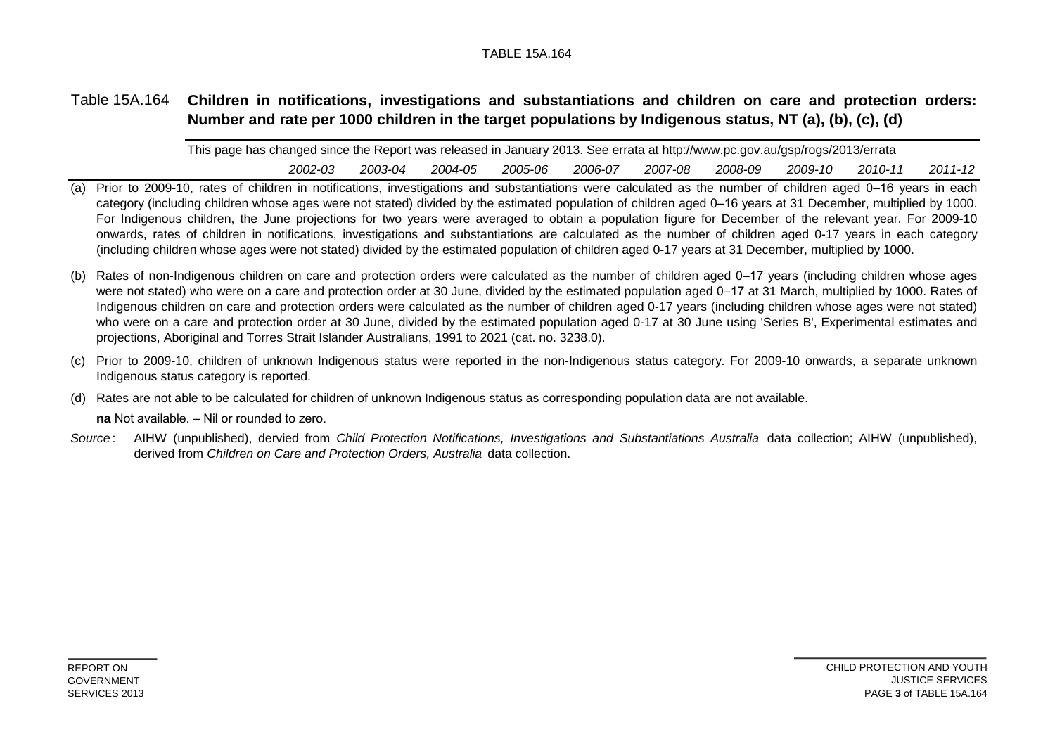## Table 15A.164 Children in notifications, investigations and substantiations and children on care and protection orders: Number and rate per 1000 children in the target populations by Indigenous status, NT (a), (b), (c), (d)

This page has changed since the Report was released in January 2013. See errata at http://www.pc.gov.au/gsp/rogs/2013/errata

| | *2002-03* | *2003-04* | *2004-05* | *2005-06* | *2006-07* | *2007-08* | *2008-09* | *2009-10* | *2010-11* | *2011-12* |
|---|---|---|---|---|---|---|---|---|---|---|

(a) Prior to 2009-10, rates of children in notifications, investigations and substantiations were calculated as the number of children aged 0–16 years in each category (including children whose ages were not stated) divided by the estimated population of children aged 0–16 years at 31 December, multiplied by 1000. For Indigenous children, the June projections for two years were averaged to obtain a population figure for December of the relevant year. For 2009-10 onwards, rates of children in notifications, investigations and substantiations are calculated as the number of children aged 0-17 years in each category (including children whose ages were not stated) divided by the estimated population of children aged 0-17 years at 31 December, multiplied by 1000.

(b) Rates of non-Indigenous children on care and protection orders were calculated as the number of children aged 0–17 years (including children whose ages were not stated) who were on a care and protection order at 30 June, divided by the estimated population aged 0–17 at 31 March, multiplied by 1000. Rates of Indigenous children on care and protection orders were calculated as the number of children aged 0-17 years (including children whose ages were not stated) who were on a care and protection order at 30 June, divided by the estimated population aged 0-17 at 30 June using 'Series B', Experimental estimates and projections, Aboriginal and Torres Strait Islander Australians, 1991 to 2021 (cat. no. 3238.0).

(c) Prior to 2009-10, children of unknown Indigenous status were reported in the non-Indigenous status category. For 2009-10 onwards, a separate unknown Indigenous status category is reported.

(d) Rates are not able to be calculated for children of unknown Indigenous status as corresponding population data are not available.

**na** Not available. – Nil or rounded to zero.

*Source*: AIHW (unpublished), dervied from *Child Protection Notifications, Investigations and Substantiations Australia* data collection; AIHW (unpublished), derived from *Children on Care and Protection Orders, Australia* data collection.